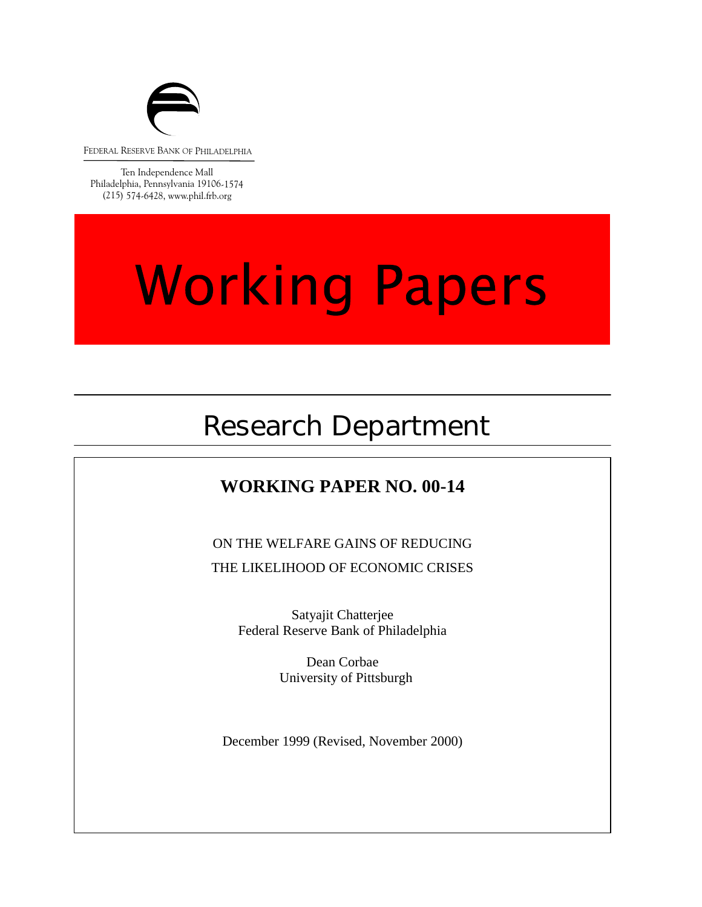FEDERAL RESERVE BANK OF PHILADELPHIA

Ten Independence Mall
Philadelphia, Pennsylvania 19106-1574
(215) 574-6428, www.phil.frb.org

# Working Papers

## Research Department

**WORKING PAPER NO. 00-14**

ON THE WELFARE GAINS OF REDUCING
THE LIKELIHOOD OF ECONOMIC CRISES

Satyajit Chatterjee
Federal Reserve Bank of Philadelphia

Dean Corbae
University of Pittsburgh

December 1999 (Revised, November 2000)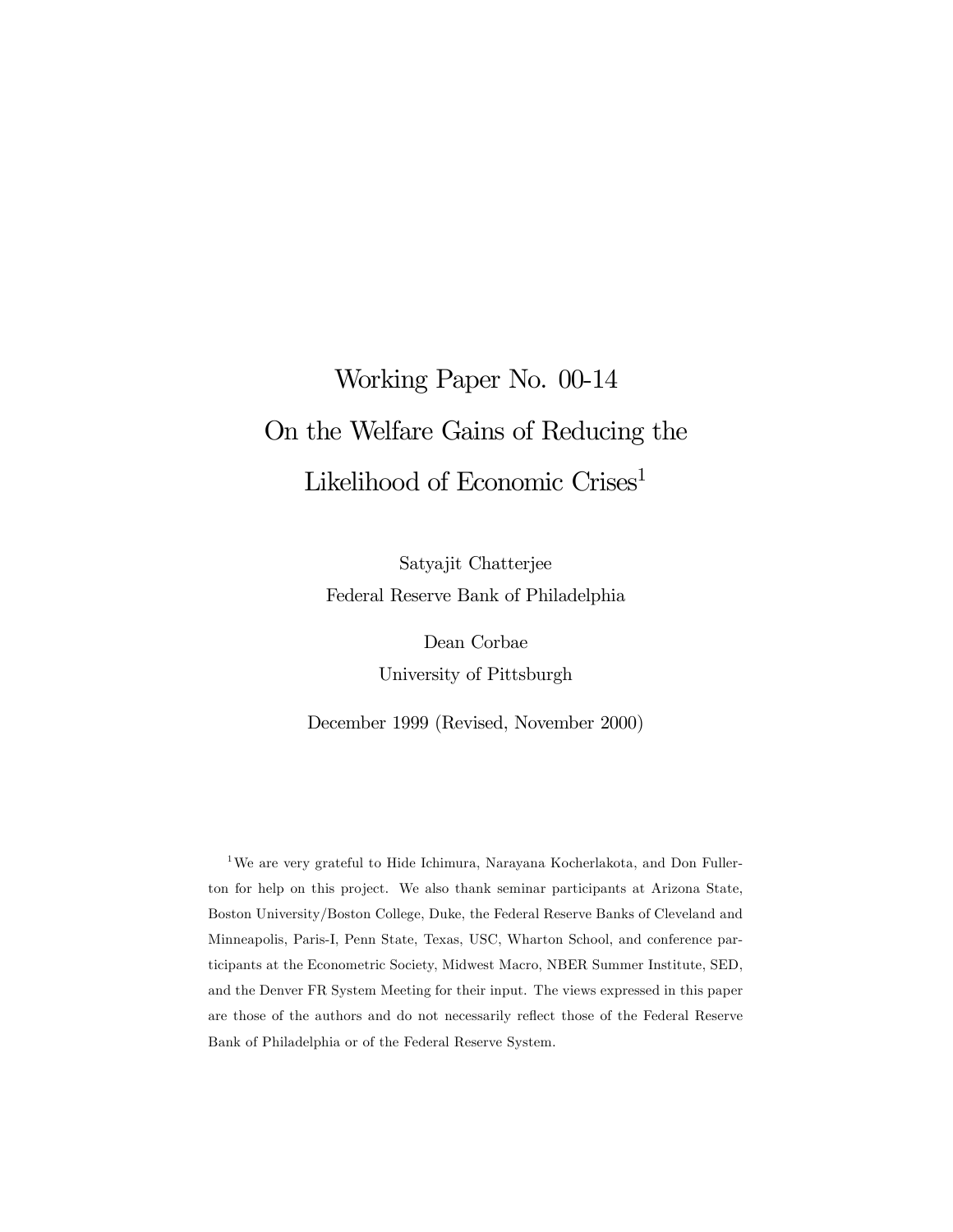# Working Paper No. 00-14

# On the Welfare Gains of Reducing the Likelihood of Economic Crises[1]

Satyajit Chatterjee
Federal Reserve Bank of Philadelphia

Dean Corbae
University of Pittsburgh

December 1999 (Revised, November 2000)

[1] We are very grateful to Hide Ichimura, Narayana Kocherlakota, and Don Fullerton for help on this project. We also thank seminar participants at Arizona State, Boston University/Boston College, Duke, the Federal Reserve Banks of Cleveland and Minneapolis, Paris-I, Penn State, Texas, USC, Wharton School, and conference participants at the Econometric Society, Midwest Macro, NBER Summer Institute, SED, and the Denver FR System Meeting for their input. The views expressed in this paper are those of the authors and do not necessarily reflect those of the Federal Reserve Bank of Philadelphia or of the Federal Reserve System.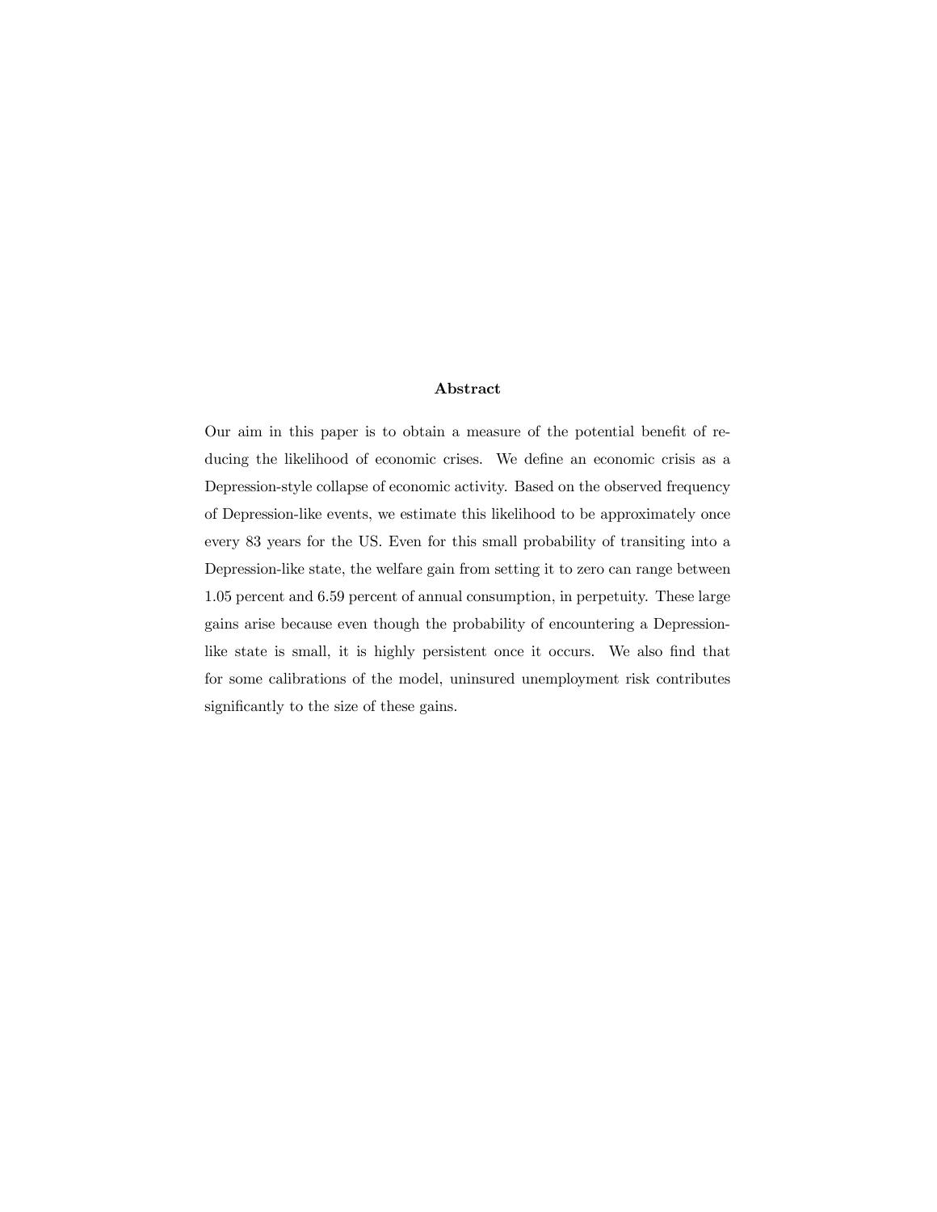### Abstract

Our aim in this paper is to obtain a measure of the potential benefit of reducing the likelihood of economic crises. We define an economic crisis as a Depression-style collapse of economic activity. Based on the observed frequency of Depression-like events, we estimate this likelihood to be approximately once every 83 years for the US. Even for this small probability of transiting into a Depression-like state, the welfare gain from setting it to zero can range between 1.05 percent and 6.59 percent of annual consumption, in perpetuity. These large gains arise because even though the probability of encountering a Depression-like state is small, it is highly persistent once it occurs. We also find that for some calibrations of the model, uninsured unemployment risk contributes significantly to the size of these gains.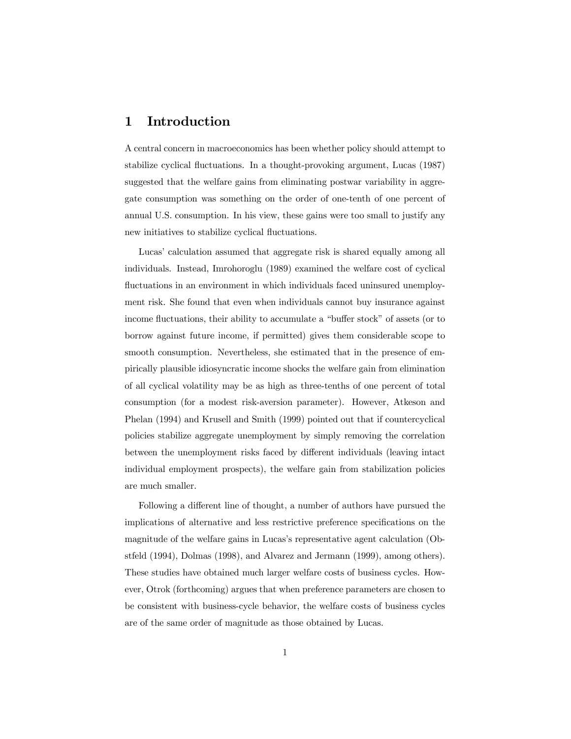# 1 Introduction

A central concern in macroeconomics has been whether policy should attempt to stabilize cyclical fluctuations. In a thought-provoking argument, Lucas (1987) suggested that the welfare gains from eliminating postwar variability in aggregate consumption was something on the order of one-tenth of one percent of annual U.S. consumption. In his view, these gains were too small to justify any new initiatives to stabilize cyclical fluctuations.

Lucas' calculation assumed that aggregate risk is shared equally among all individuals. Instead, Imrohoroglu (1989) examined the welfare cost of cyclical fluctuations in an environment in which individuals faced uninsured unemployment risk. She found that even when individuals cannot buy insurance against income fluctuations, their ability to accumulate a "buffer stock" of assets (or to borrow against future income, if permitted) gives them considerable scope to smooth consumption. Nevertheless, she estimated that in the presence of empirically plausible idiosyncratic income shocks the welfare gain from elimination of all cyclical volatility may be as high as three-tenths of one percent of total consumption (for a modest risk-aversion parameter). However, Atkeson and Phelan (1994) and Krusell and Smith (1999) pointed out that if countercyclical policies stabilize aggregate unemployment by simply removing the correlation between the unemployment risks faced by different individuals (leaving intact individual employment prospects), the welfare gain from stabilization policies are much smaller.

Following a different line of thought, a number of authors have pursued the implications of alternative and less restrictive preference specifications on the magnitude of the welfare gains in Lucas's representative agent calculation (Obstfeld (1994), Dolmas (1998), and Alvarez and Jermann (1999), among others). These studies have obtained much larger welfare costs of business cycles. However, Otrok (forthcoming) argues that when preference parameters are chosen to be consistent with business-cycle behavior, the welfare costs of business cycles are of the same order of magnitude as those obtained by Lucas.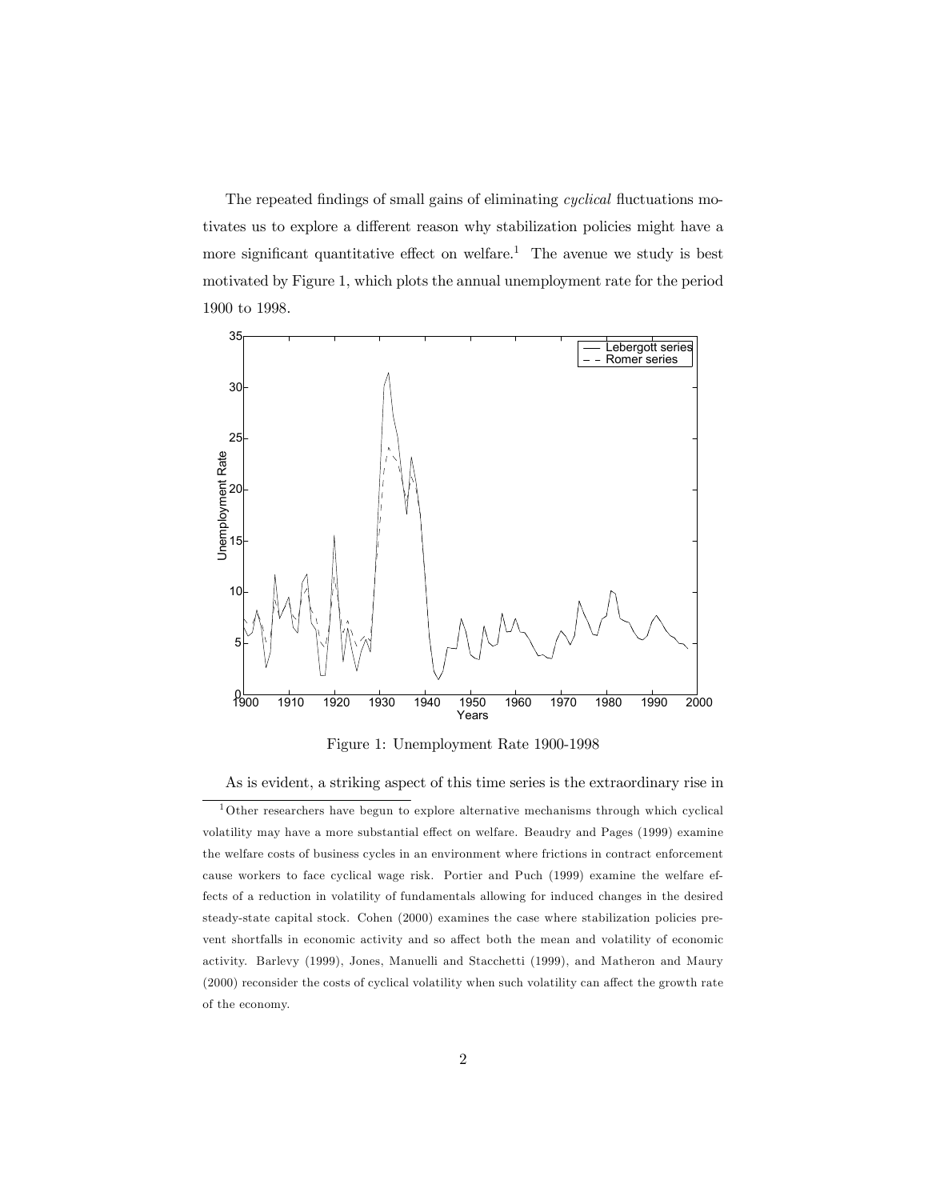The repeated findings of small gains of eliminating *cyclical* fluctuations motivates us to explore a different reason why stabilization policies might have a more significant quantitative effect on welfare.[1] The avenue we study is best motivated by Figure 1, which plots the annual unemployment rate for the period 1900 to 1998.

Figure 1: Unemployment Rate 1900-1998

As is evident, a striking aspect of this time series is the extraordinary rise in

[1] Other researchers have begun to explore alternative mechanisms through which cyclical volatility may have a more substantial effect on welfare. Beaudry and Pages (1999) examine the welfare costs of business cycles in an environment where frictions in contract enforcement cause workers to face cyclical wage risk. Portier and Puch (1999) examine the welfare effects of a reduction in volatility of fundamentals allowing for induced changes in the desired steady-state capital stock. Cohen (2000) examines the case where stabilization policies prevent shortfalls in economic activity and so affect both the mean and volatility of economic activity. Barlevy (1999), Jones, Manuelli and Stacchetti (1999), and Matheron and Maury (2000) reconsider the costs of cyclical volatility when such volatility can affect the growth rate of the economy.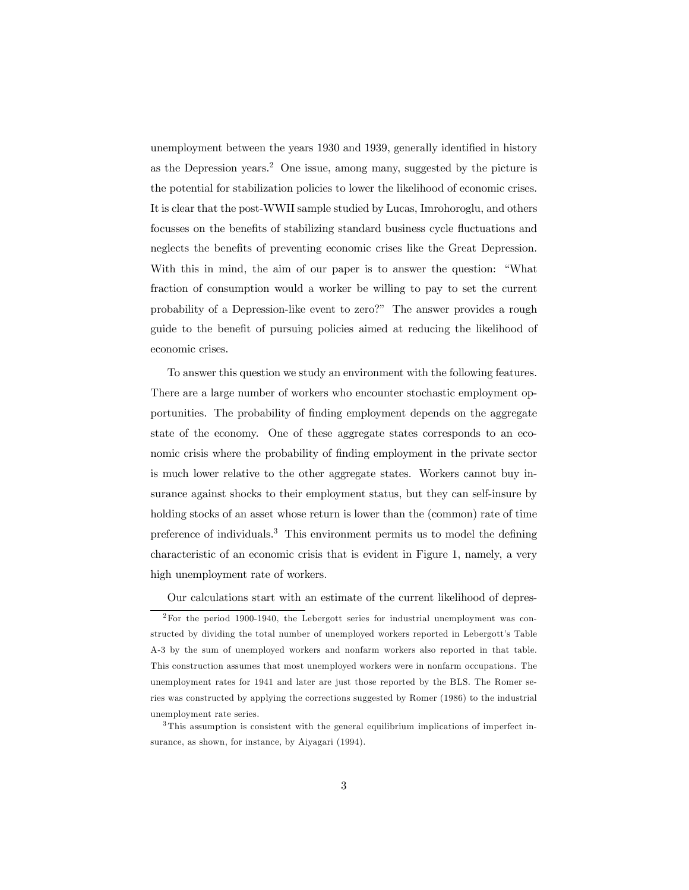unemployment between the years 1930 and 1939, generally identified in history as the Depression years.[2] One issue, among many, suggested by the picture is the potential for stabilization policies to lower the likelihood of economic crises. It is clear that the post-WWII sample studied by Lucas, Imrohoroglu, and others focusses on the benefits of stabilizing standard business cycle fluctuations and neglects the benefits of preventing economic crises like the Great Depression. With this in mind, the aim of our paper is to answer the question: "What fraction of consumption would a worker be willing to pay to set the current probability of a Depression-like event to zero?" The answer provides a rough guide to the benefit of pursuing policies aimed at reducing the likelihood of economic crises.

To answer this question we study an environment with the following features. There are a large number of workers who encounter stochastic employment opportunities. The probability of finding employment depends on the aggregate state of the economy. One of these aggregate states corresponds to an economic crisis where the probability of finding employment in the private sector is much lower relative to the other aggregate states. Workers cannot buy insurance against shocks to their employment status, but they can self-insure by holding stocks of an asset whose return is lower than the (common) rate of time preference of individuals.[3] This environment permits us to model the defining characteristic of an economic crisis that is evident in Figure 1, namely, a very high unemployment rate of workers.

Our calculations start with an estimate of the current likelihood of depres-

[2] For the period 1900-1940, the Lebergott series for industrial unemployment was constructed by dividing the total number of unemployed workers reported in Lebergott's Table A-3 by the sum of unemployed workers and nonfarm workers also reported in that table. This construction assumes that most unemployed workers were in nonfarm occupations. The unemployment rates for 1941 and later are just those reported by the BLS. The Romer series was constructed by applying the corrections suggested by Romer (1986) to the industrial unemployment rate series.

[3] This assumption is consistent with the general equilibrium implications of imperfect insurance, as shown, for instance, by Aiyagari (1994).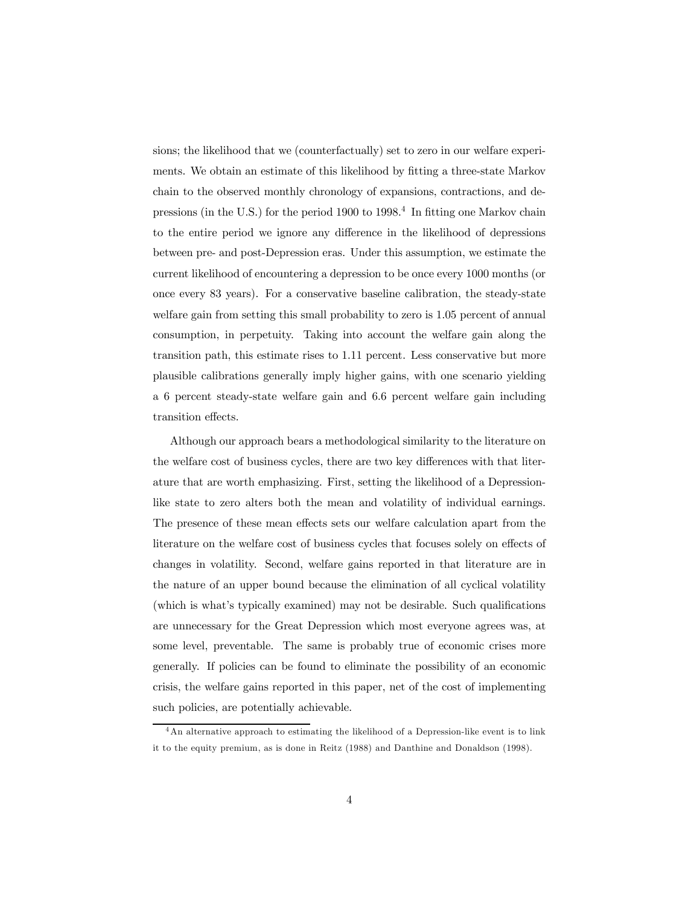sions; the likelihood that we (counterfactually) set to zero in our welfare experiments. We obtain an estimate of this likelihood by fitting a three-state Markov chain to the observed monthly chronology of expansions, contractions, and depressions (in the U.S.) for the period 1900 to 1998.[4] In fitting one Markov chain to the entire period we ignore any difference in the likelihood of depressions between pre- and post-Depression eras. Under this assumption, we estimate the current likelihood of encountering a depression to be once every 1000 months (or once every 83 years). For a conservative baseline calibration, the steady-state welfare gain from setting this small probability to zero is 1.05 percent of annual consumption, in perpetuity. Taking into account the welfare gain along the transition path, this estimate rises to 1.11 percent. Less conservative but more plausible calibrations generally imply higher gains, with one scenario yielding a 6 percent steady-state welfare gain and 6.6 percent welfare gain including transition effects.

Although our approach bears a methodological similarity to the literature on the welfare cost of business cycles, there are two key differences with that literature that are worth emphasizing. First, setting the likelihood of a Depression-like state to zero alters both the mean and volatility of individual earnings. The presence of these mean effects sets our welfare calculation apart from the literature on the welfare cost of business cycles that focuses solely on effects of changes in volatility. Second, welfare gains reported in that literature are in the nature of an upper bound because the elimination of all cyclical volatility (which is what's typically examined) may not be desirable. Such qualifications are unnecessary for the Great Depression which most everyone agrees was, at some level, preventable. The same is probably true of economic crises more generally. If policies can be found to eliminate the possibility of an economic crisis, the welfare gains reported in this paper, net of the cost of implementing such policies, are potentially achievable.

[4] An alternative approach to estimating the likelihood of a Depression-like event is to link it to the equity premium, as is done in Reitz (1988) and Danthine and Donaldson (1998).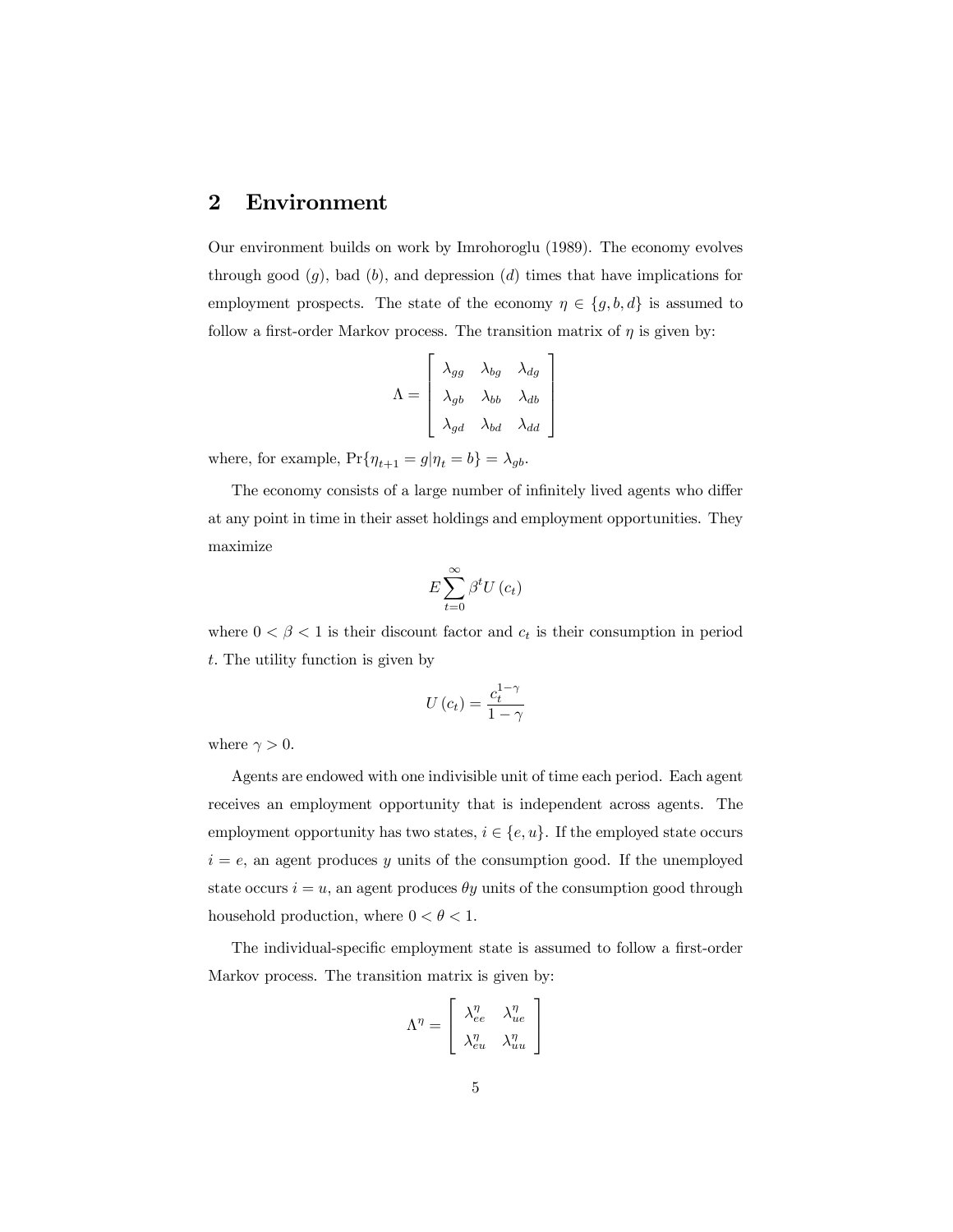## 2 Environment

Our environment builds on work by Imrohoroglu (1989). The economy evolves through good ($g$), bad ($b$), and depression ($d$) times that have implications for employment prospects. The state of the economy $\eta \in \{g, b, d\}$ is assumed to follow a first-order Markov process. The transition matrix of $\eta$ is given by:

$$\Lambda = \begin{bmatrix} \lambda_{gg} & \lambda_{bg} & \lambda_{dg} \\ \lambda_{gb} & \lambda_{bb} & \lambda_{db} \\ \lambda_{gd} & \lambda_{bd} & \lambda_{dd} \end{bmatrix}$$

where, for example, $\Pr\{\eta_{t+1} = g | \eta_t = b\} = \lambda_{gb}$.

The economy consists of a large number of infinitely lived agents who differ at any point in time in their asset holdings and employment opportunities. They maximize

$$E \sum_{t=0}^{\infty} \beta^t U(c_t)$$

where $0 < \beta < 1$ is their discount factor and $c_t$ is their consumption in period $t$. The utility function is given by

$$U(c_t) = \frac{c_t^{1-\gamma}}{1-\gamma}$$

where $\gamma > 0$.

Agents are endowed with one indivisible unit of time each period. Each agent receives an employment opportunity that is independent across agents. The employment opportunity has two states, $i \in \{e, u\}$. If the employed state occurs $i = e$, an agent produces $y$ units of the consumption good. If the unemployed state occurs $i = u$, an agent produces $\theta y$ units of the consumption good through household production, where $0 < \theta < 1$.

The individual-specific employment state is assumed to follow a first-order Markov process. The transition matrix is given by:

$$\Lambda^{\eta} = \begin{bmatrix} \lambda_{ee}^{\eta} & \lambda_{ue}^{\eta} \\ \lambda_{eu}^{\eta} & \lambda_{uu}^{\eta} \end{bmatrix}$$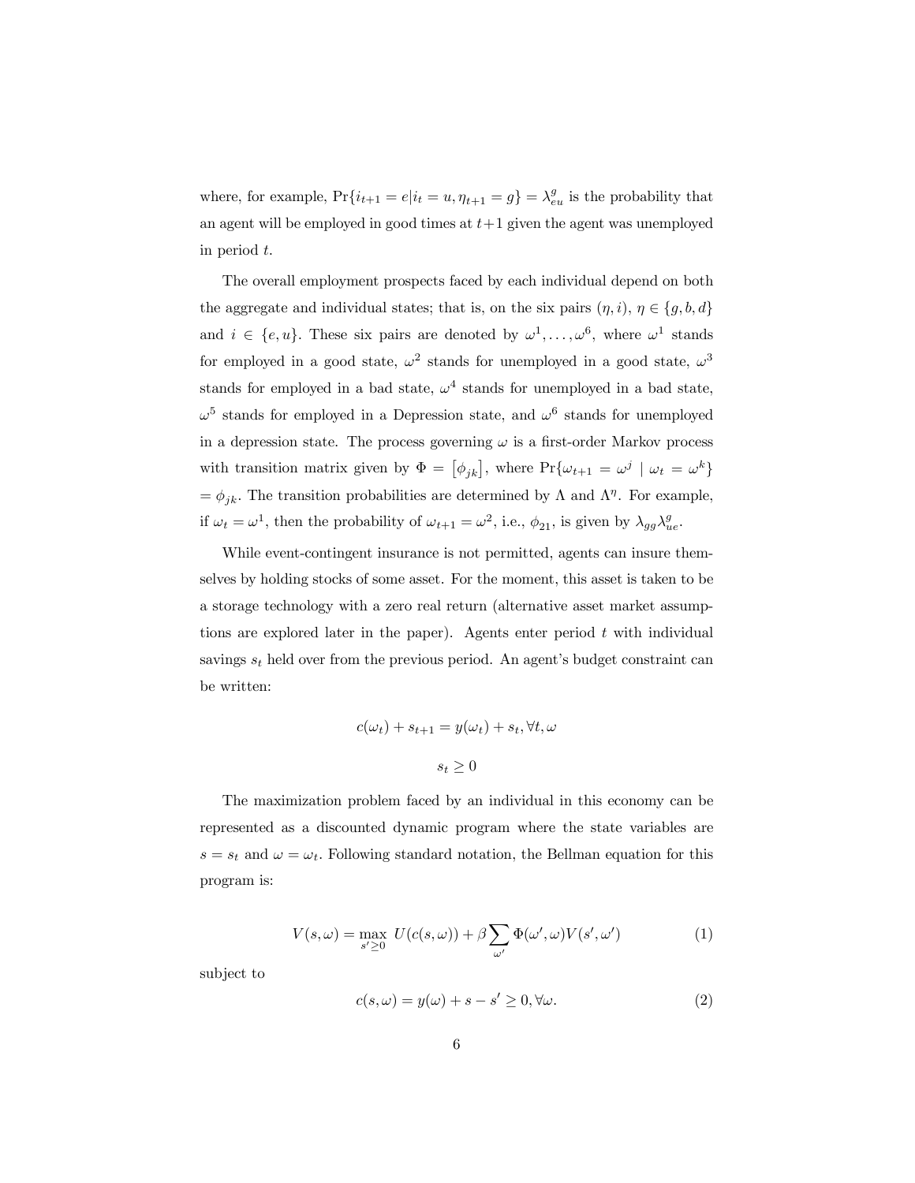where, for example, $\Pr\{i_{t+1} = e | i_t = u, \eta_{t+1} = g\} = \lambda_{eu}^{g}$ is the probability that an agent will be employed in good times at $t+1$ given the agent was unemployed in period $t$.

The overall employment prospects faced by each individual depend on both the aggregate and individual states; that is, on the six pairs $(\eta, i)$, $\eta \in \{g, b, d\}$ and $i \in \{e, u\}$. These six pairs are denoted by $\omega^1, \ldots, \omega^6$, where $\omega^1$ stands for employed in a good state, $\omega^2$ stands for unemployed in a good state, $\omega^3$ stands for employed in a bad state, $\omega^4$ stands for unemployed in a bad state, $\omega^5$ stands for employed in a Depression state, and $\omega^6$ stands for unemployed in a depression state. The process governing $\omega$ is a first-order Markov process with transition matrix given by $\Phi = \left[\phi_{jk}\right]$, where $\Pr\{\omega_{t+1} = \omega^j \mid \omega_t = \omega^k\} = \phi_{jk}$. The transition probabilities are determined by $\Lambda$ and $\Lambda^{\eta}$. For example, if $\omega_t = \omega^1$, then the probability of $\omega_{t+1} = \omega^2$, i.e., $\phi_{21}$, is given by $\lambda_{gg}\lambda_{ue}^{g}$.

While event-contingent insurance is not permitted, agents can insure themselves by holding stocks of some asset. For the moment, this asset is taken to be a storage technology with a zero real return (alternative asset market assumptions are explored later in the paper). Agents enter period $t$ with individual savings $s_t$ held over from the previous period. An agent's budget constraint can be written:

$$c(\omega_t) + s_{t+1} = y(\omega_t) + s_t, \forall t, \omega$$

$$s_t \geq 0$$

The maximization problem faced by an individual in this economy can be represented as a discounted dynamic program where the state variables are $s = s_t$ and $\omega = \omega_t$. Following standard notation, the Bellman equation for this program is:

$$V(s, \omega) = \max_{s' \geq 0} \; U(c(s, \omega)) + \beta \sum_{\omega'} \Phi(\omega', \omega) V(s', \omega') \tag{1}$$

subject to

$$c(s, \omega) = y(\omega) + s - s' \geq 0, \forall \omega. \tag{2}$$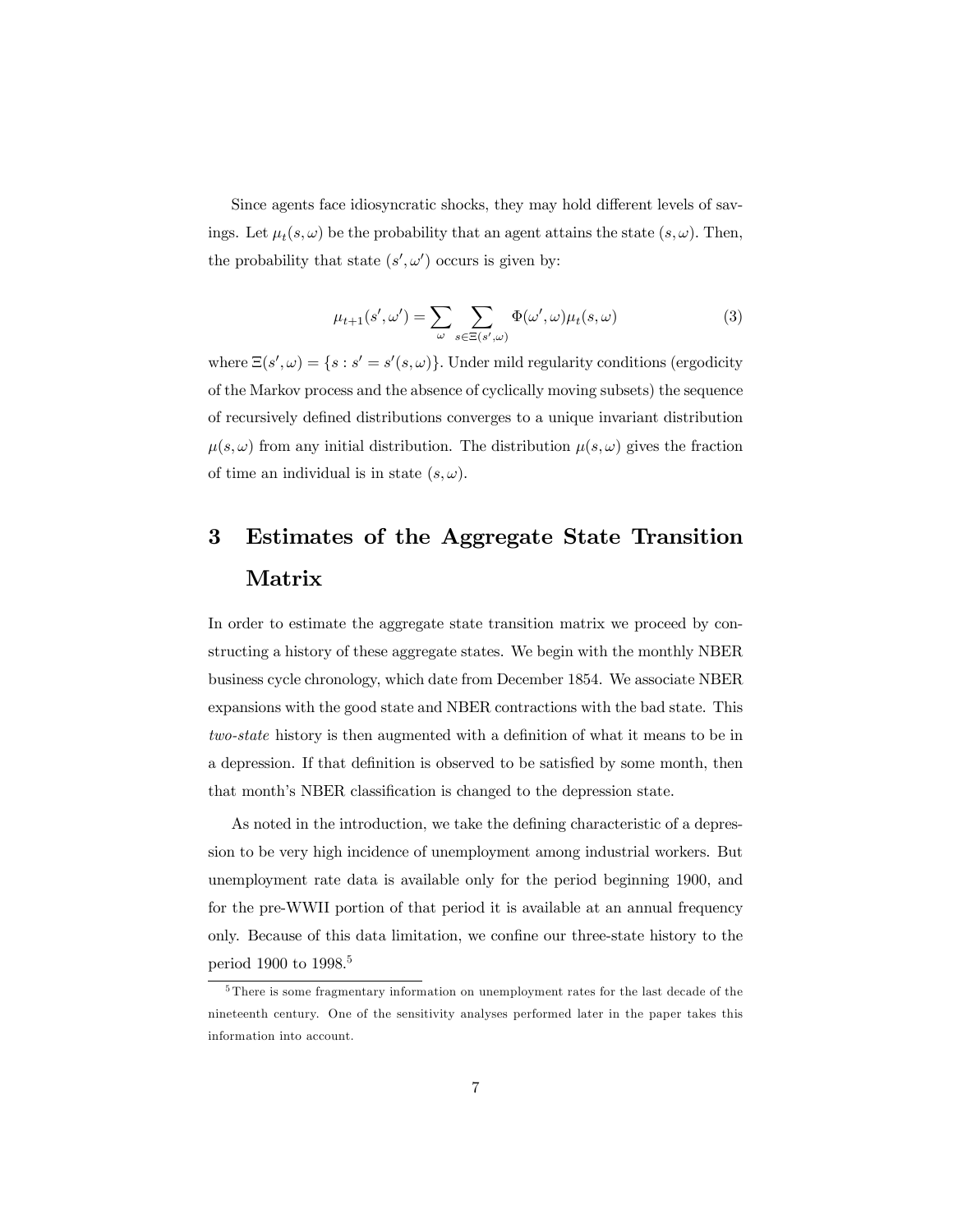Since agents face idiosyncratic shocks, they may hold different levels of savings. Let $\mu_t(s, \omega)$ be the probability that an agent attains the state $(s, \omega)$. Then, the probability that state $(s', \omega')$ occurs is given by:

$$\mu_{t+1}(s', \omega') = \sum_{\omega} \sum_{s \in \Xi(s', \omega)} \Phi(\omega', \omega) \mu_t(s, \omega) \tag{3}$$

where $\Xi(s', \omega) = \{s : s' = s'(s, \omega)\}$. Under mild regularity conditions (ergodicity of the Markov process and the absence of cyclically moving subsets) the sequence of recursively defined distributions converges to a unique invariant distribution $\mu(s, \omega)$ from any initial distribution. The distribution $\mu(s, \omega)$ gives the fraction of time an individual is in state $(s, \omega)$.

# 3 Estimates of the Aggregate State Transition Matrix

In order to estimate the aggregate state transition matrix we proceed by constructing a history of these aggregate states. We begin with the monthly NBER business cycle chronology, which date from December 1854. We associate NBER expansions with the good state and NBER contractions with the bad state. This *two-state* history is then augmented with a definition of what it means to be in a depression. If that definition is observed to be satisfied by some month, then that month's NBER classification is changed to the depression state.

As noted in the introduction, we take the defining characteristic of a depression to be very high incidence of unemployment among industrial workers. But unemployment rate data is available only for the period beginning 1900, and for the pre-WWII portion of that period it is available at an annual frequency only. Because of this data limitation, we confine our three-state history to the period 1900 to 1998.[5]

[5] There is some fragmentary information on unemployment rates for the last decade of the nineteenth century. One of the sensitivity analyses performed later in the paper takes this information into account.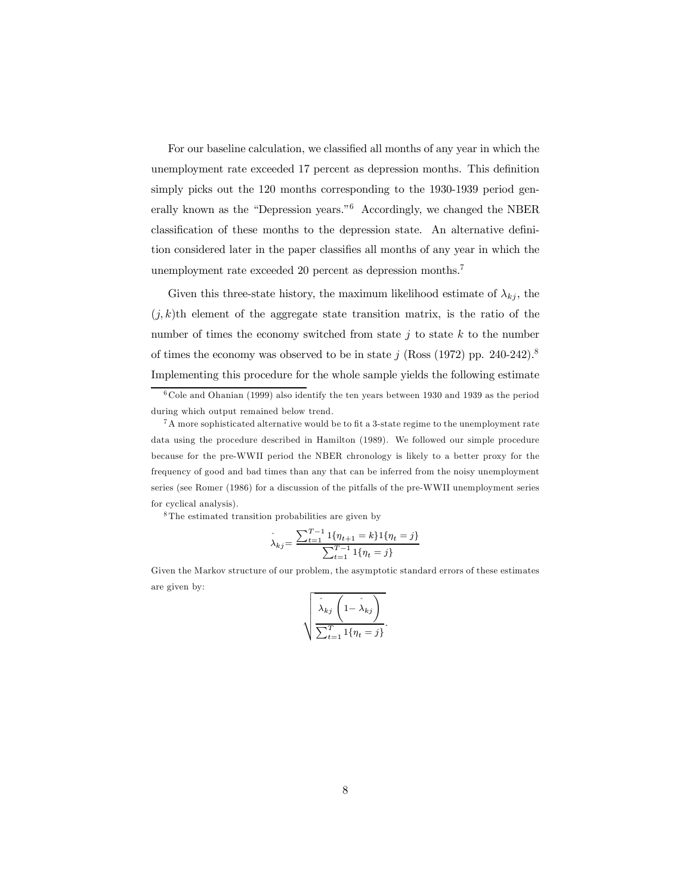For our baseline calculation, we classified all months of any year in which the unemployment rate exceeded 17 percent as depression months. This definition simply picks out the 120 months corresponding to the 1930-1939 period generally known as the "Depression years."[6] Accordingly, we changed the NBER classification of these months to the depression state. An alternative definition considered later in the paper classifies all months of any year in which the unemployment rate exceeded 20 percent as depression months.[7]

Given this three-state history, the maximum likelihood estimate of $\lambda_{kj}$, the $(j,k)$th element of the aggregate state transition matrix, is the ratio of the number of times the economy switched from state $j$ to state $k$ to the number of times the economy was observed to be in state $j$ (Ross (1972) pp. 240-242).[8] Implementing this procedure for the whole sample yields the following estimate

---

[6] Cole and Ohanian (1999) also identify the ten years between 1930 and 1939 as the period during which output remained below trend.

[7] A more sophisticated alternative would be to fit a 3-state regime to the unemployment rate data using the procedure described in Hamilton (1989). We followed our simple procedure because for the pre-WWII period the NBER chronology is likely to a better proxy for the frequency of good and bad times than any that can be inferred from the noisy unemployment series (see Romer (1986) for a discussion of the pitfalls of the pre-WWII unemployment series for cyclical analysis).

[8] The estimated transition probabilities are given by

$$\hat{\lambda}_{kj} = \frac{\sum_{t=1}^{T-1} 1\{\eta_{t+1} = k\} 1\{\eta_t = j\}}{\sum_{t=1}^{T-1} 1\{\eta_t = j\}}$$

Given the Markov structure of our problem, the asymptotic standard errors of these estimates are given by:

$$\sqrt{\frac{\hat{\lambda}_{kj}\left(1 - \hat{\lambda}_{kj}\right)}{\sum_{t=1}^{T} 1\{\eta_t = j\}}}.$$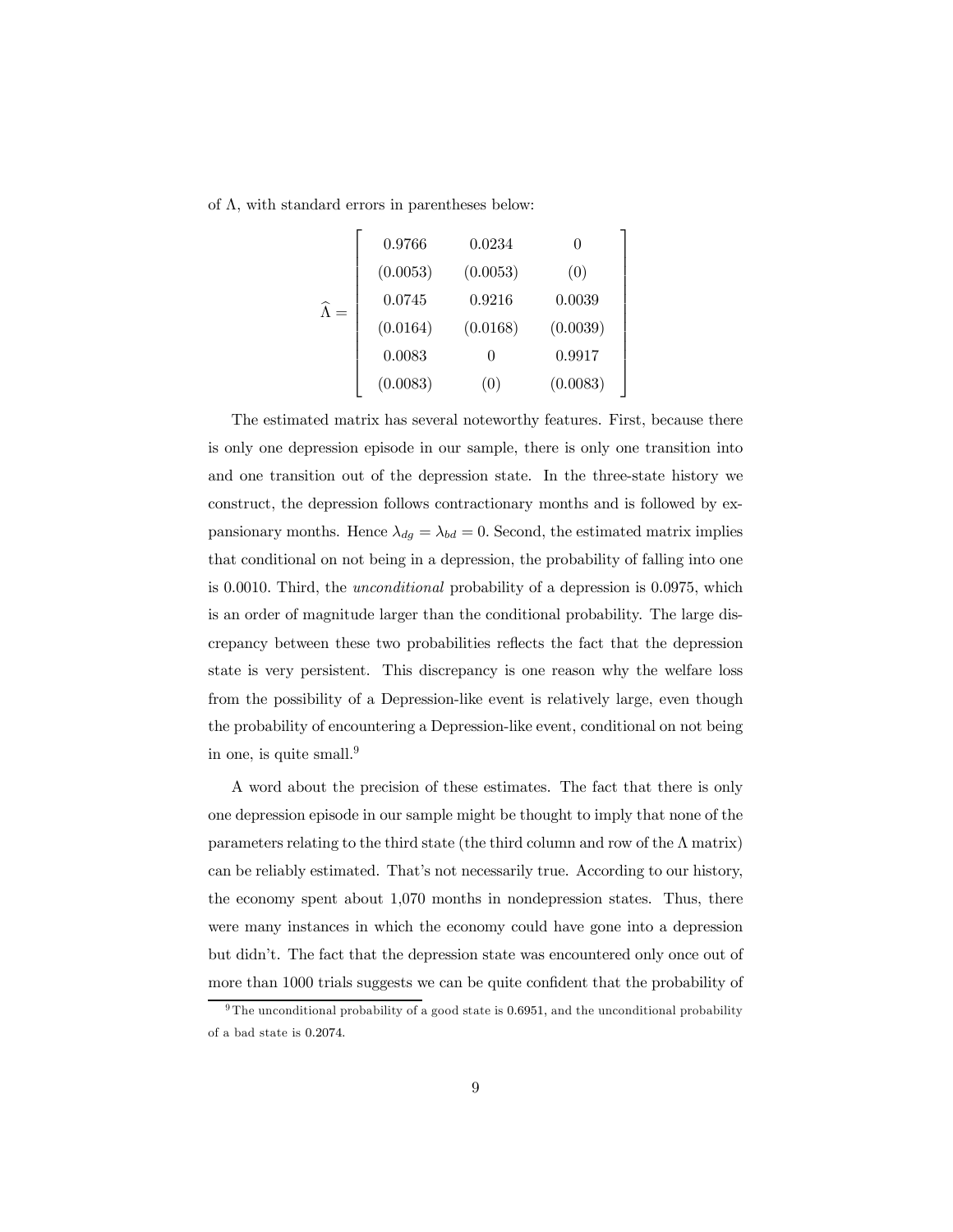of $\Lambda$, with standard errors in parentheses below:

$$
\widehat{\Lambda} = \begin{bmatrix}
0.9766 & 0.0234 & 0 \\
(0.0053) & (0.0053) & (0) \\
0.0745 & 0.9216 & 0.0039 \\
(0.0164) & (0.0168) & (0.0039) \\
0.0083 & 0 & 0.9917 \\
(0.0083) & (0) & (0.0083)
\end{bmatrix}
$$

The estimated matrix has several noteworthy features. First, because there is only one depression episode in our sample, there is only one transition into and one transition out of the depression state. In the three-state history we construct, the depression follows contractionary months and is followed by expansionary months. Hence $\lambda_{dg} = \lambda_{bd} = 0$. Second, the estimated matrix implies that conditional on not being in a depression, the probability of falling into one is 0.0010. Third, the *unconditional* probability of a depression is 0.0975, which is an order of magnitude larger than the conditional probability. The large discrepancy between these two probabilities reflects the fact that the depression state is very persistent. This discrepancy is one reason why the welfare loss from the possibility of a Depression-like event is relatively large, even though the probability of encountering a Depression-like event, conditional on not being in one, is quite small.[9]

A word about the precision of these estimates. The fact that there is only one depression episode in our sample might be thought to imply that none of the parameters relating to the third state (the third column and row of the $\Lambda$ matrix) can be reliably estimated. That's not necessarily true. According to our history, the economy spent about 1,070 months in nondepression states. Thus, there were many instances in which the economy could have gone into a depression but didn't. The fact that the depression state was encountered only once out of more than 1000 trials suggests we can be quite confident that the probability of

[9] The unconditional probability of a good state is 0.6951, and the unconditional probability of a bad state is 0.2074.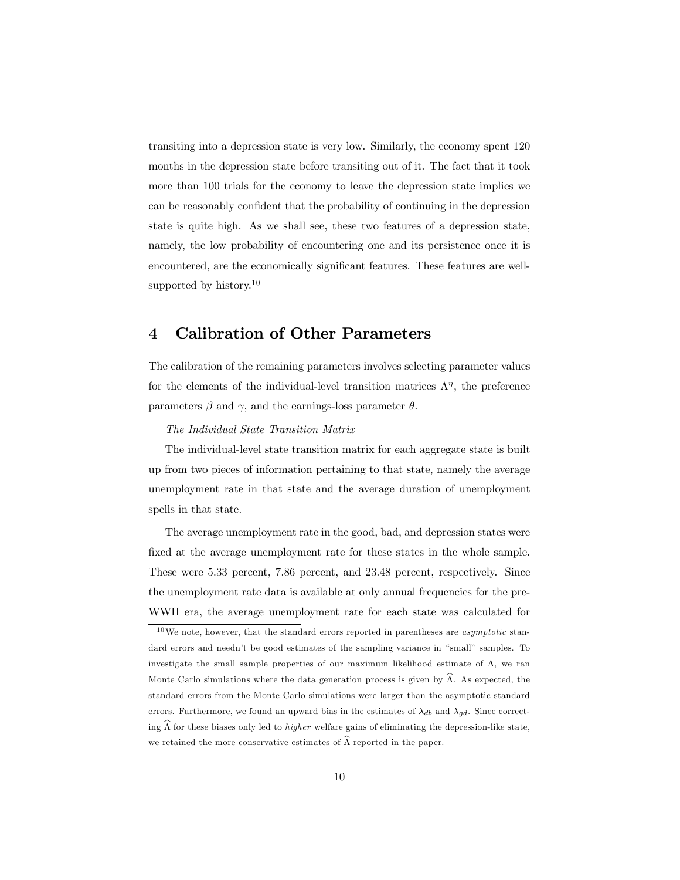transiting into a depression state is very low. Similarly, the economy spent 120 months in the depression state before transiting out of it. The fact that it took more than 100 trials for the economy to leave the depression state implies we can be reasonably confident that the probability of continuing in the depression state is quite high. As we shall see, these two features of a depression state, namely, the low probability of encountering one and its persistence once it is encountered, are the economically significant features. These features are well-supported by history.[10]

# 4 Calibration of Other Parameters

The calibration of the remaining parameters involves selecting parameter values for the elements of the individual-level transition matrices $\Lambda^{\eta}$, the preference parameters $\beta$ and $\gamma$, and the earnings-loss parameter $\theta$.

*The Individual State Transition Matrix*

The individual-level state transition matrix for each aggregate state is built up from two pieces of information pertaining to that state, namely the average unemployment rate in that state and the average duration of unemployment spells in that state.

The average unemployment rate in the good, bad, and depression states were fixed at the average unemployment rate for these states in the whole sample. These were 5.33 percent, 7.86 percent, and 23.48 percent, respectively. Since the unemployment rate data is available at only annual frequencies for the pre-WWII era, the average unemployment rate for each state was calculated for

[10] We note, however, that the standard errors reported in parentheses are *asymptotic* standard errors and needn't be good estimates of the sampling variance in "small" samples. To investigate the small sample properties of our maximum likelihood estimate of $\Lambda$, we ran Monte Carlo simulations where the data generation process is given by $\widehat{\Lambda}$. As expected, the standard errors from the Monte Carlo simulations were larger than the asymptotic standard errors. Furthermore, we found an upward bias in the estimates of $\lambda_{db}$ and $\lambda_{gd}$. Since correcting $\widehat{\Lambda}$ for these biases only led to *higher* welfare gains of eliminating the depression-like state, we retained the more conservative estimates of $\widehat{\Lambda}$ reported in the paper.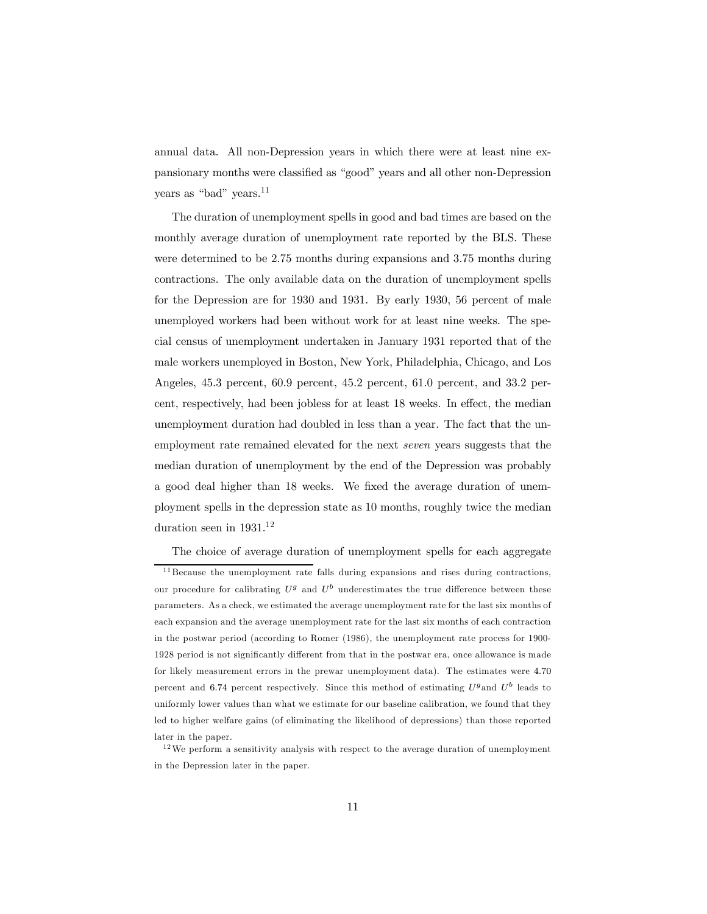annual data. All non-Depression years in which there were at least nine expansionary months were classified as "good" years and all other non-Depression years as "bad" years.[11]

The duration of unemployment spells in good and bad times are based on the monthly average duration of unemployment rate reported by the BLS. These were determined to be 2.75 months during expansions and 3.75 months during contractions. The only available data on the duration of unemployment spells for the Depression are for 1930 and 1931. By early 1930, 56 percent of male unemployed workers had been without work for at least nine weeks. The special census of unemployment undertaken in January 1931 reported that of the male workers unemployed in Boston, New York, Philadelphia, Chicago, and Los Angeles, 45.3 percent, 60.9 percent, 45.2 percent, 61.0 percent, and 33.2 percent, respectively, had been jobless for at least 18 weeks. In effect, the median unemployment duration had doubled in less than a year. The fact that the unemployment rate remained elevated for the next *seven* years suggests that the median duration of unemployment by the end of the Depression was probably a good deal higher than 18 weeks. We fixed the average duration of unemployment spells in the depression state as 10 months, roughly twice the median duration seen in 1931.[12]

The choice of average duration of unemployment spells for each aggregate

---

[11] Because the unemployment rate falls during expansions and rises during contractions, our procedure for calibrating $U^g$ and $U^b$ underestimates the true difference between these parameters. As a check, we estimated the average unemployment rate for the last six months of each expansion and the average unemployment rate for the last six months of each contraction in the postwar period (according to Romer (1986), the unemployment rate process for 1900-1928 period is not significantly different from that in the postwar era, once allowance is made for likely measurement errors in the prewar unemployment data). The estimates were 4.70 percent and 6.74 percent respectively. Since this method of estimating $U^g$ and $U^b$ leads to uniformly lower values than what we estimate for our baseline calibration, we found that they led to higher welfare gains (of eliminating the likelihood of depressions) than those reported later in the paper.

[12] We perform a sensitivity analysis with respect to the average duration of unemployment in the Depression later in the paper.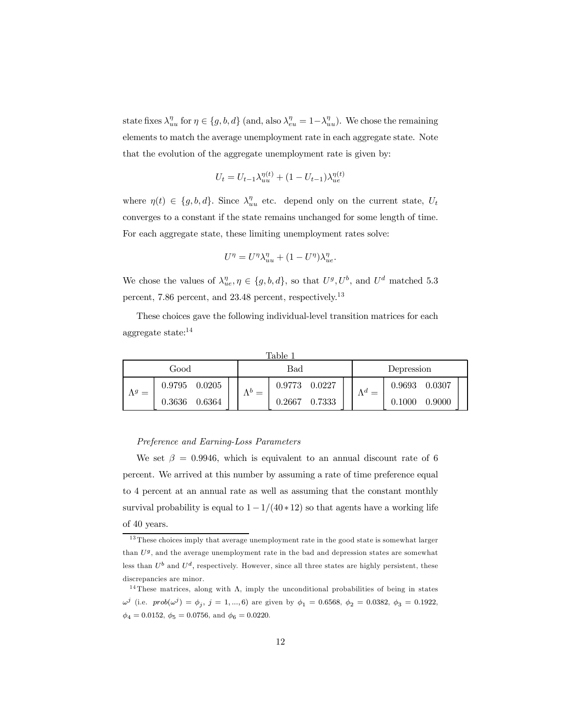state fixes $\lambda_{uu}^{\eta}$ for $\eta \in \{g, b, d\}$ (and, also $\lambda_{eu}^{\eta} = 1 - \lambda_{uu}^{\eta}$). We chose the remaining elements to match the average unemployment rate in each aggregate state. Note that the evolution of the aggregate unemployment rate is given by:

$$U_t = U_{t-1}\lambda_{uu}^{\eta(t)} + (1 - U_{t-1})\lambda_{ue}^{\eta(t)}$$

where $\eta(t) \in \{g, b, d\}$. Since $\lambda_{uu}^{\eta}$ etc. depend only on the current state, $U_t$ converges to a constant if the state remains unchanged for some length of time. For each aggregate state, these limiting unemployment rates solve:

$$U^{\eta} = U^{\eta}\lambda_{uu}^{\eta} + (1 - U^{\eta})\lambda_{ue}^{\eta}.$$

We chose the values of $\lambda_{ue}^{\eta}, \eta \in \{g, b, d\}$, so that $U^g, U^b$, and $U^d$ matched 5.3 percent, 7.86 percent, and 23.48 percent, respectively.[13]

These choices gave the following individual-level transition matrices for each aggregate state:[14]

Table 1

| Good | Bad | Depression |
|---|---|---|
| $\Lambda^g = \begin{bmatrix} 0.9795 & 0.0205 \\ 0.3636 & 0.6364 \end{bmatrix}$ | $\Lambda^b = \begin{bmatrix} 0.9773 & 0.0227 \\ 0.2667 & 0.7333 \end{bmatrix}$ | $\Lambda^d = \begin{bmatrix} 0.9693 & 0.0307 \\ 0.1000 & 0.9000 \end{bmatrix}$ |

*Preference and Earning-Loss Parameters*

We set $\beta = 0.9946$, which is equivalent to an annual discount rate of 6 percent. We arrived at this number by assuming a rate of time preference equal to 4 percent at an annual rate as well as assuming that the constant monthly survival probability is equal to $1 - 1/(40 * 12)$ so that agents have a working life of 40 years.

[13] These choices imply that average unemployment rate in the good state is somewhat larger than $U^g$, and the average unemployment rate in the bad and depression states are somewhat less than $U^b$ and $U^d$, respectively. However, since all three states are highly persistent, these discrepancies are minor.

[14] These matrices, along with $\Lambda$, imply the unconditional probabilities of being in states $\omega^j$ (i.e. $prob(\omega^j) = \phi_j$, $j = 1, ..., 6$) are given by $\phi_1 = 0.6568$, $\phi_2 = 0.0382$, $\phi_3 = 0.1922$, $\phi_4 = 0.0152$, $\phi_5 = 0.0756$, and $\phi_6 = 0.0220$.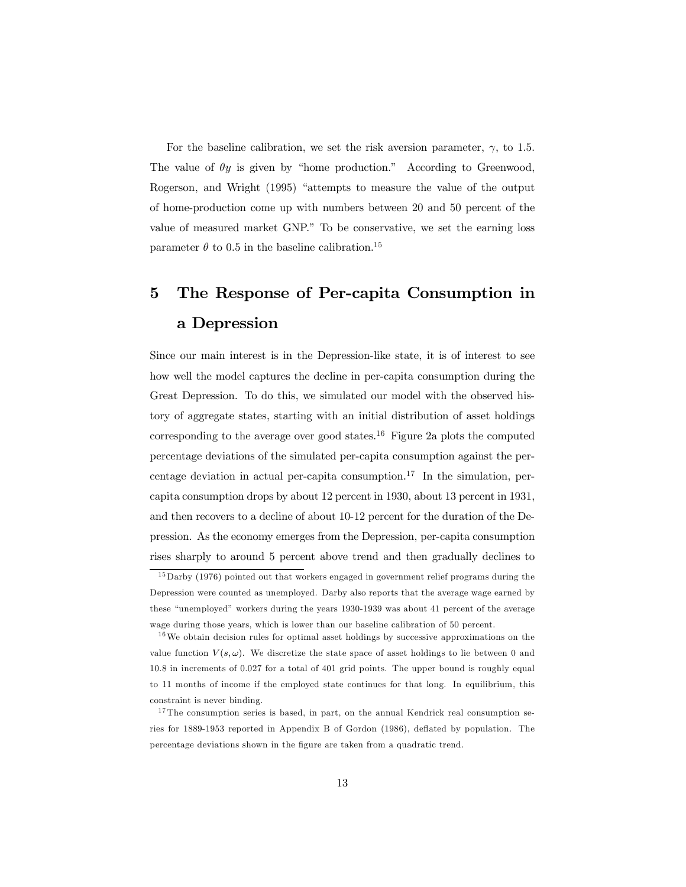For the baseline calibration, we set the risk aversion parameter, $\gamma$, to 1.5. The value of $\theta y$ is given by "home production." According to Greenwood, Rogerson, and Wright (1995) "attempts to measure the value of the output of home-production come up with numbers between 20 and 50 percent of the value of measured market GNP." To be conservative, we set the earning loss parameter $\theta$ to 0.5 in the baseline calibration.[15]

# 5 The Response of Per-capita Consumption in a Depression

Since our main interest is in the Depression-like state, it is of interest to see how well the model captures the decline in per-capita consumption during the Great Depression. To do this, we simulated our model with the observed history of aggregate states, starting with an initial distribution of asset holdings corresponding to the average over good states.[16] Figure 2a plots the computed percentage deviations of the simulated per-capita consumption against the percentage deviation in actual per-capita consumption.[17] In the simulation, per-capita consumption drops by about 12 percent in 1930, about 13 percent in 1931, and then recovers to a decline of about 10-12 percent for the duration of the Depression. As the economy emerges from the Depression, per-capita consumption rises sharply to around 5 percent above trend and then gradually declines to

[15] Darby (1976) pointed out that workers engaged in government relief programs during the Depression were counted as unemployed. Darby also reports that the average wage earned by these "unemployed" workers during the years 1930-1939 was about 41 percent of the average wage during those years, which is lower than our baseline calibration of 50 percent.

[16] We obtain decision rules for optimal asset holdings by successive approximations on the value function $V(s, \omega)$. We discretize the state space of asset holdings to lie between 0 and 10.8 in increments of 0.027 for a total of 401 grid points. The upper bound is roughly equal to 11 months of income if the employed state continues for that long. In equilibrium, this constraint is never binding.

[17] The consumption series is based, in part, on the annual Kendrick real consumption series for 1889-1953 reported in Appendix B of Gordon (1986), deflated by population. The percentage deviations shown in the figure are taken from a quadratic trend.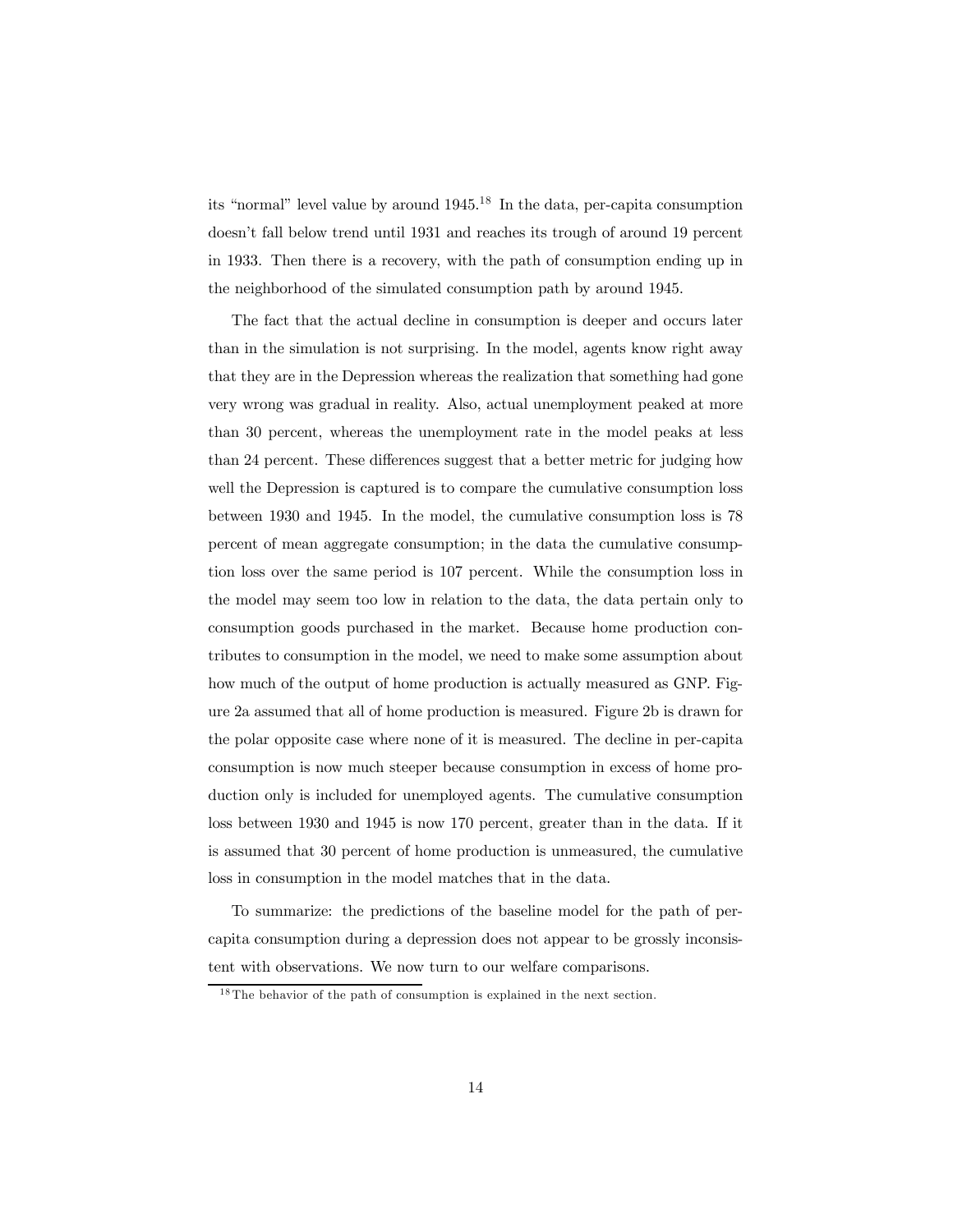its "normal" level value by around 1945.[18] In the data, per-capita consumption doesn't fall below trend until 1931 and reaches its trough of around 19 percent in 1933. Then there is a recovery, with the path of consumption ending up in the neighborhood of the simulated consumption path by around 1945.

The fact that the actual decline in consumption is deeper and occurs later than in the simulation is not surprising. In the model, agents know right away that they are in the Depression whereas the realization that something had gone very wrong was gradual in reality. Also, actual unemployment peaked at more than 30 percent, whereas the unemployment rate in the model peaks at less than 24 percent. These differences suggest that a better metric for judging how well the Depression is captured is to compare the cumulative consumption loss between 1930 and 1945. In the model, the cumulative consumption loss is 78 percent of mean aggregate consumption; in the data the cumulative consumption loss over the same period is 107 percent. While the consumption loss in the model may seem too low in relation to the data, the data pertain only to consumption goods purchased in the market. Because home production contributes to consumption in the model, we need to make some assumption about how much of the output of home production is actually measured as GNP. Figure 2a assumed that all of home production is measured. Figure 2b is drawn for the polar opposite case where none of it is measured. The decline in per-capita consumption is now much steeper because consumption in excess of home production only is included for unemployed agents. The cumulative consumption loss between 1930 and 1945 is now 170 percent, greater than in the data. If it is assumed that 30 percent of home production is unmeasured, the cumulative loss in consumption in the model matches that in the data.

To summarize: the predictions of the baseline model for the path of per-capita consumption during a depression does not appear to be grossly inconsistent with observations. We now turn to our welfare comparisons.

[18] The behavior of the path of consumption is explained in the next section.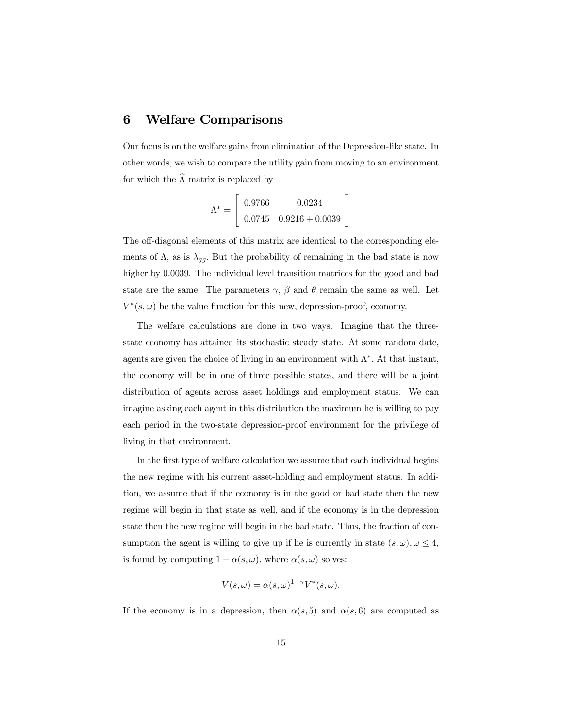## 6 Welfare Comparisons

Our focus is on the welfare gains from elimination of the Depression-like state. In other words, we wish to compare the utility gain from moving to an environment for which the $\widehat{\Lambda}$ matrix is replaced by

$$\Lambda^* = \begin{bmatrix} 0.9766 & 0.0234 \\ 0.0745 & 0.9216 + 0.0039 \end{bmatrix}$$

The off-diagonal elements of this matrix are identical to the corresponding elements of $\Lambda$, as is $\lambda_{gg}$. But the probability of remaining in the bad state is now higher by 0.0039. The individual level transition matrices for the good and bad state are the same. The parameters $\gamma$, $\beta$ and $\theta$ remain the same as well. Let $V^*(s, \omega)$ be the value function for this new, depression-proof, economy.

The welfare calculations are done in two ways. Imagine that the three-state economy has attained its stochastic steady state. At some random date, agents are given the choice of living in an environment with $\Lambda^*$. At that instant, the economy will be in one of three possible states, and there will be a joint distribution of agents across asset holdings and employment status. We can imagine asking each agent in this distribution the maximum he is willing to pay each period in the two-state depression-proof environment for the privilege of living in that environment.

In the first type of welfare calculation we assume that each individual begins the new regime with his current asset-holding and employment status. In addition, we assume that if the economy is in the good or bad state then the new regime will begin in that state as well, and if the economy is in the depression state then the new regime will begin in the bad state. Thus, the fraction of consumption the agent is willing to give up if he is currently in state $(s, \omega), \omega \leq 4$, is found by computing $1 - \alpha(s, \omega)$, where $\alpha(s, \omega)$ solves:

$$V(s, \omega) = \alpha(s, \omega)^{1-\gamma} V^*(s, \omega).$$

If the economy is in a depression, then $\alpha(s, 5)$ and $\alpha(s, 6)$ are computed as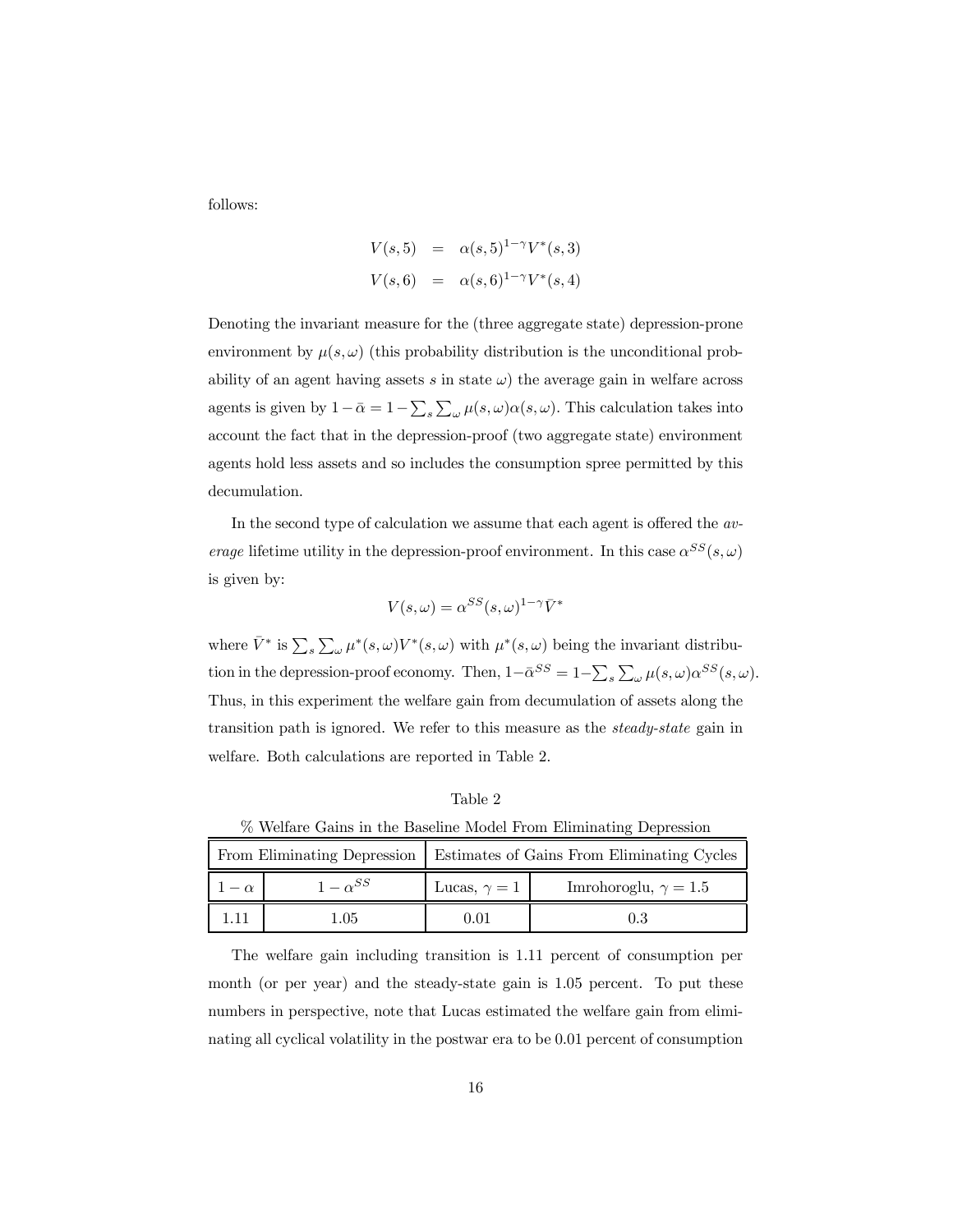follows:

$$
\begin{aligned}
V(s,5) &= \alpha(s,5)^{1-\gamma} V^*(s,3) \\
V(s,6) &= \alpha(s,6)^{1-\gamma} V^*(s,4)
\end{aligned}
$$

Denoting the invariant measure for the (three aggregate state) depression-prone environment by $\mu(s,\omega)$ (this probability distribution is the unconditional probability of an agent having assets $s$ in state $\omega$) the average gain in welfare across agents is given by $1-\bar{\alpha} = 1-\sum_s \sum_\omega \mu(s,\omega)\alpha(s,\omega)$. This calculation takes into account the fact that in the depression-proof (two aggregate state) environment agents hold less assets and so includes the consumption spree permitted by this decumulation.

In the second type of calculation we assume that each agent is offered the *average* lifetime utility in the depression-proof environment. In this case $\alpha^{SS}(s,\omega)$ is given by:

$$
V(s,\omega) = \alpha^{SS}(s,\omega)^{1-\gamma} \bar{V}^*
$$

where $\bar{V}^*$ is $\sum_s \sum_\omega \mu^*(s,\omega) V^*(s,\omega)$ with $\mu^*(s,\omega)$ being the invariant distribution in the depression-proof economy. Then, $1-\bar{\alpha}^{SS} = 1-\sum_s \sum_\omega \mu(s,\omega)\alpha^{SS}(s,\omega)$. Thus, in this experiment the welfare gain from decumulation of assets along the transition path is ignored. We refer to this measure as the *steady-state* gain in welfare. Both calculations are reported in Table 2.

Table 2

% Welfare Gains in the Baseline Model From Eliminating Depression

| From Eliminating Depression | | Estimates of Gains From Eliminating Cycles | |
|---|---|---|---|
| $1-\alpha$ | $1-\alpha^{SS}$ | Lucas, $\gamma = 1$ | Imrohoroglu, $\gamma = 1.5$ |
| 1.11 | 1.05 | 0.01 | 0.3 |

The welfare gain including transition is 1.11 percent of consumption per month (or per year) and the steady-state gain is 1.05 percent. To put these numbers in perspective, note that Lucas estimated the welfare gain from eliminating all cyclical volatility in the postwar era to be 0.01 percent of consumption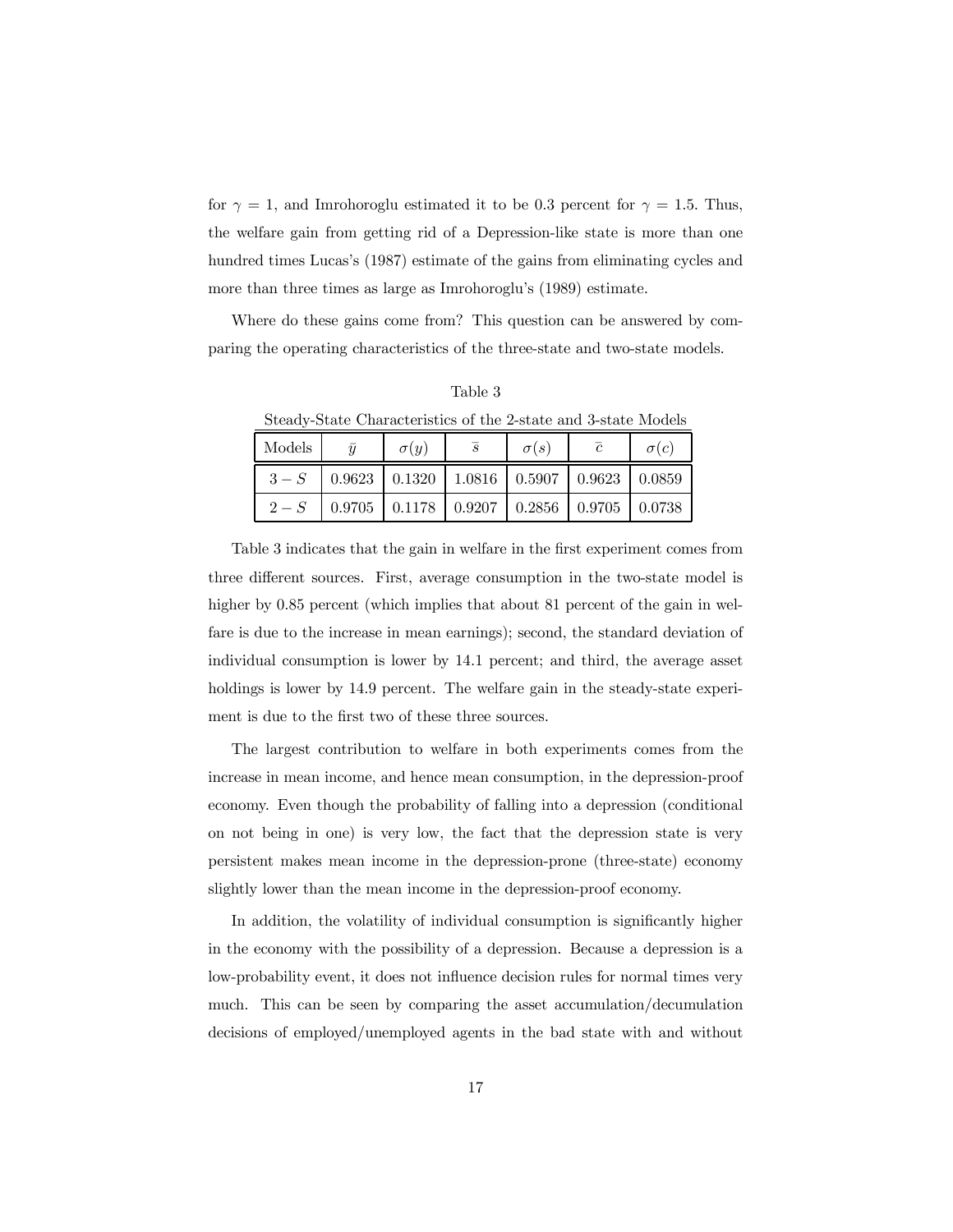for $\gamma = 1$, and Imrohoroglu estimated it to be 0.3 percent for $\gamma = 1.5$. Thus, the welfare gain from getting rid of a Depression-like state is more than one hundred times Lucas's (1987) estimate of the gains from eliminating cycles and more than three times as large as Imrohoroglu's (1989) estimate.

Where do these gains come from? This question can be answered by comparing the operating characteristics of the three-state and two-state models.

Table 3

Steady-State Characteristics of the 2-state and 3-state Models

| Models | $\bar{y}$ | $\sigma(y)$ | $\bar{s}$ | $\sigma(s)$ | $\bar{c}$ | $\sigma(c)$ |
|---|---|---|---|---|---|---|
| $3-S$ | 0.9623 | 0.1320 | 1.0816 | 0.5907 | 0.9623 | 0.0859 |
| $2-S$ | 0.9705 | 0.1178 | 0.9207 | 0.2856 | 0.9705 | 0.0738 |

Table 3 indicates that the gain in welfare in the first experiment comes from three different sources. First, average consumption in the two-state model is higher by 0.85 percent (which implies that about 81 percent of the gain in welfare is due to the increase in mean earnings); second, the standard deviation of individual consumption is lower by 14.1 percent; and third, the average asset holdings is lower by 14.9 percent. The welfare gain in the steady-state experiment is due to the first two of these three sources.

The largest contribution to welfare in both experiments comes from the increase in mean income, and hence mean consumption, in the depression-proof economy. Even though the probability of falling into a depression (conditional on not being in one) is very low, the fact that the depression state is very persistent makes mean income in the depression-prone (three-state) economy slightly lower than the mean income in the depression-proof economy.

In addition, the volatility of individual consumption is significantly higher in the economy with the possibility of a depression. Because a depression is a low-probability event, it does not influence decision rules for normal times very much. This can be seen by comparing the asset accumulation/decumulation decisions of employed/unemployed agents in the bad state with and without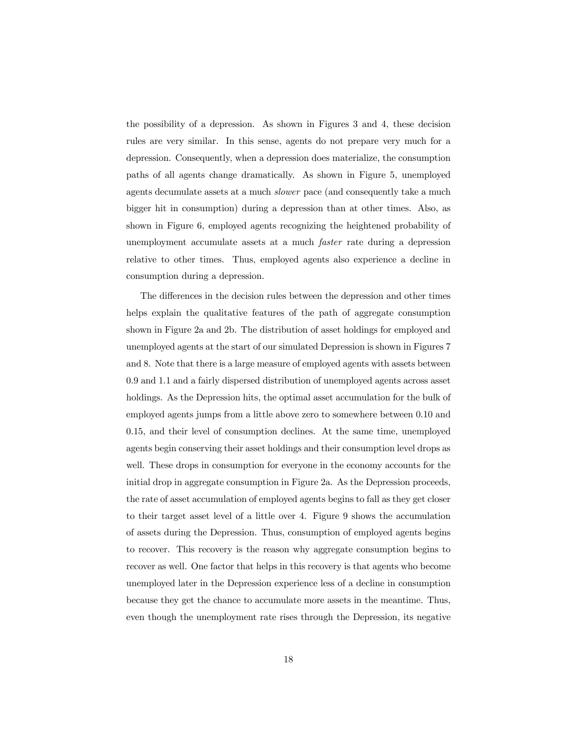the possibility of a depression. As shown in Figures 3 and 4, these decision rules are very similar. In this sense, agents do not prepare very much for a depression. Consequently, when a depression does materialize, the consumption paths of all agents change dramatically. As shown in Figure 5, unemployed agents decumulate assets at a much *slower* pace (and consequently take a much bigger hit in consumption) during a depression than at other times. Also, as shown in Figure 6, employed agents recognizing the heightened probability of unemployment accumulate assets at a much *faster* rate during a depression relative to other times. Thus, employed agents also experience a decline in consumption during a depression.

The differences in the decision rules between the depression and other times helps explain the qualitative features of the path of aggregate consumption shown in Figure 2a and 2b. The distribution of asset holdings for employed and unemployed agents at the start of our simulated Depression is shown in Figures 7 and 8. Note that there is a large measure of employed agents with assets between 0.9 and 1.1 and a fairly dispersed distribution of unemployed agents across asset holdings. As the Depression hits, the optimal asset accumulation for the bulk of employed agents jumps from a little above zero to somewhere between 0.10 and 0.15, and their level of consumption declines. At the same time, unemployed agents begin conserving their asset holdings and their consumption level drops as well. These drops in consumption for everyone in the economy accounts for the initial drop in aggregate consumption in Figure 2a. As the Depression proceeds, the rate of asset accumulation of employed agents begins to fall as they get closer to their target asset level of a little over 4. Figure 9 shows the accumulation of assets during the Depression. Thus, consumption of employed agents begins to recover. This recovery is the reason why aggregate consumption begins to recover as well. One factor that helps in this recovery is that agents who become unemployed later in the Depression experience less of a decline in consumption because they get the chance to accumulate more assets in the meantime. Thus, even though the unemployment rate rises through the Depression, its negative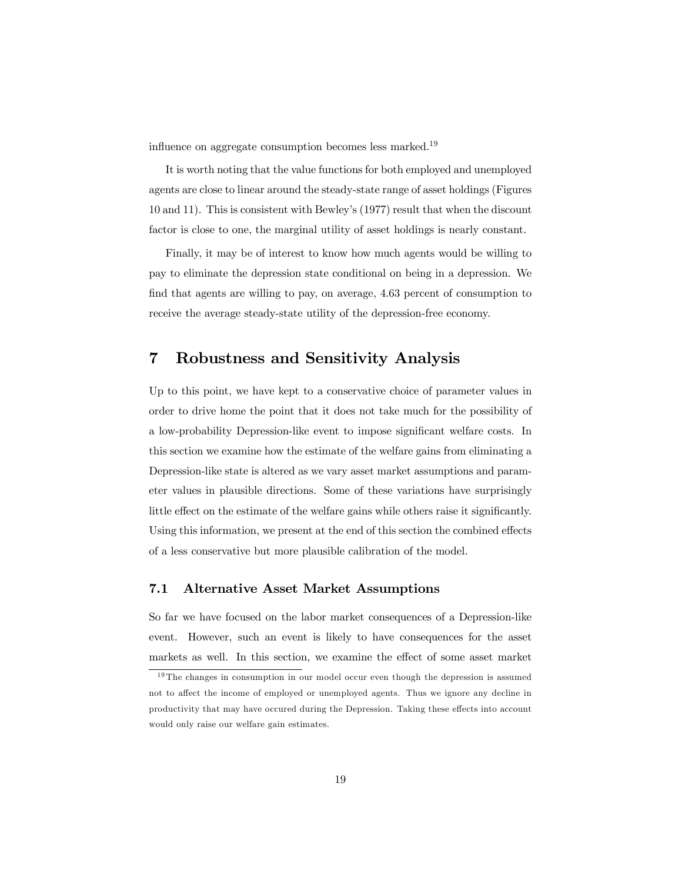influence on aggregate consumption becomes less marked.[19]

It is worth noting that the value functions for both employed and unemployed agents are close to linear around the steady-state range of asset holdings (Figures 10 and 11). This is consistent with Bewley's (1977) result that when the discount factor is close to one, the marginal utility of asset holdings is nearly constant.

Finally, it may be of interest to know how much agents would be willing to pay to eliminate the depression state conditional on being in a depression. We find that agents are willing to pay, on average, 4.63 percent of consumption to receive the average steady-state utility of the depression-free economy.

# 7 Robustness and Sensitivity Analysis

Up to this point, we have kept to a conservative choice of parameter values in order to drive home the point that it does not take much for the possibility of a low-probability Depression-like event to impose significant welfare costs. In this section we examine how the estimate of the welfare gains from eliminating a Depression-like state is altered as we vary asset market assumptions and parameter values in plausible directions. Some of these variations have surprisingly little effect on the estimate of the welfare gains while others raise it significantly. Using this information, we present at the end of this section the combined effects of a less conservative but more plausible calibration of the model.

## 7.1 Alternative Asset Market Assumptions

So far we have focused on the labor market consequences of a Depression-like event. However, such an event is likely to have consequences for the asset markets as well. In this section, we examine the effect of some asset market

[19] The changes in consumption in our model occur even though the depression is assumed not to affect the income of employed or unemployed agents. Thus we ignore any decline in productivity that may have occured during the Depression. Taking these effects into account would only raise our welfare gain estimates.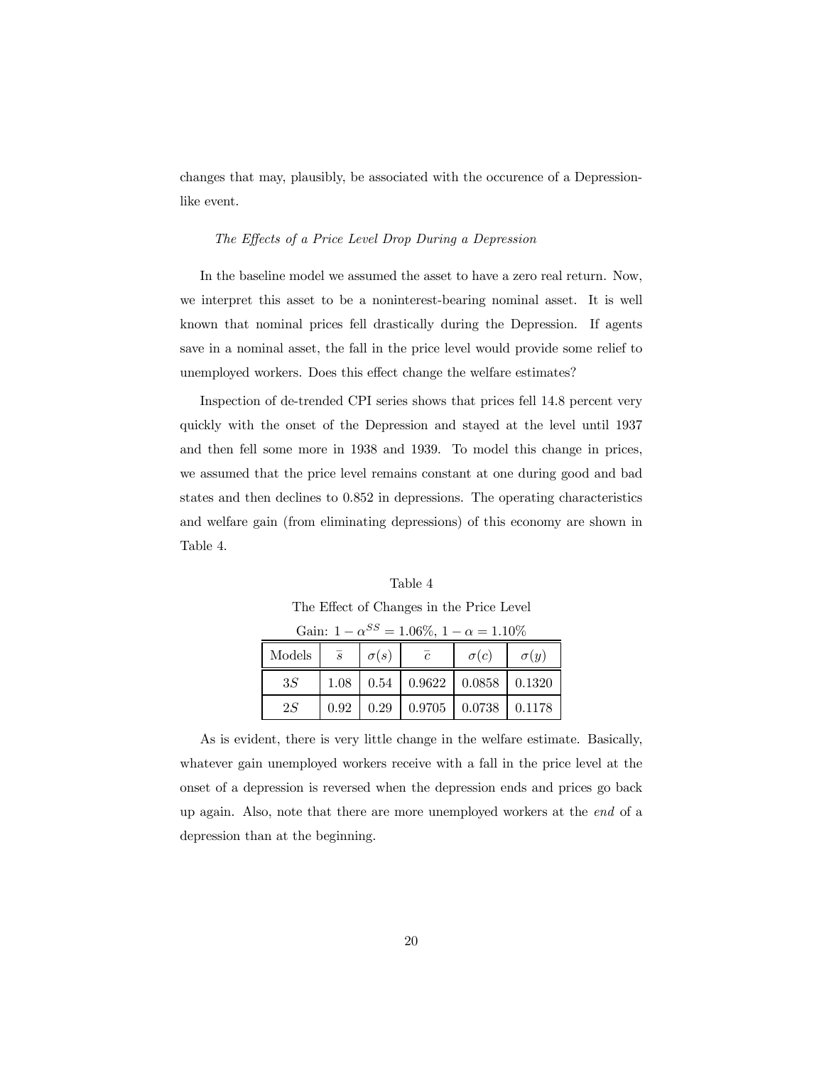changes that may, plausibly, be associated with the occurence of a Depression-like event.

*The Effects of a Price Level Drop During a Depression*

In the baseline model we assumed the asset to have a zero real return. Now, we interpret this asset to be a noninterest-bearing nominal asset. It is well known that nominal prices fell drastically during the Depression. If agents save in a nominal asset, the fall in the price level would provide some relief to unemployed workers. Does this effect change the welfare estimates?

Inspection of de-trended CPI series shows that prices fell 14.8 percent very quickly with the onset of the Depression and stayed at the level until 1937 and then fell some more in 1938 and 1939. To model this change in prices, we assumed that the price level remains constant at one during good and bad states and then declines to 0.852 in depressions. The operating characteristics and welfare gain (from eliminating depressions) of this economy are shown in Table 4.

Table 4

The Effect of Changes in the Price Level

Gain: $1 - \alpha^{SS} = 1.06\%$, $1 - \alpha = 1.10\%$

| Models | $\bar{s}$ | $\sigma(s)$ | $\bar{c}$ | $\sigma(c)$ | $\sigma(y)$ |
|---|---|---|---|---|---|
| $3S$ | 1.08 | 0.54 | 0.9622 | 0.0858 | 0.1320 |
| $2S$ | 0.92 | 0.29 | 0.9705 | 0.0738 | 0.1178 |

As is evident, there is very little change in the welfare estimate. Basically, whatever gain unemployed workers receive with a fall in the price level at the onset of a depression is reversed when the depression ends and prices go back up again. Also, note that there are more unemployed workers at the *end* of a depression than at the beginning.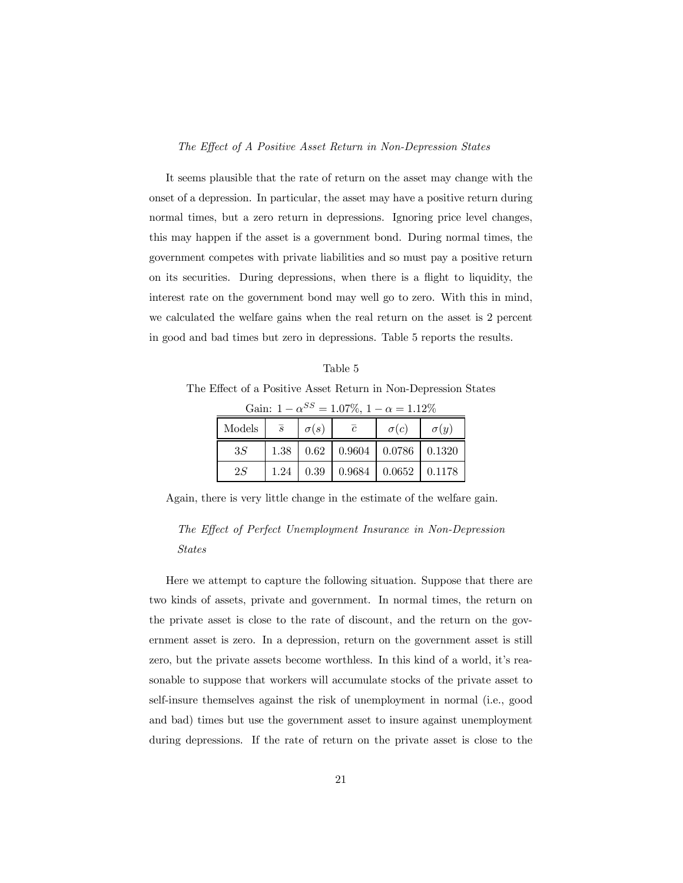*The Effect of A Positive Asset Return in Non-Depression States*

It seems plausible that the rate of return on the asset may change with the onset of a depression. In particular, the asset may have a positive return during normal times, but a zero return in depressions. Ignoring price level changes, this may happen if the asset is a government bond. During normal times, the government competes with private liabilities and so must pay a positive return on its securities. During depressions, when there is a flight to liquidity, the interest rate on the government bond may well go to zero. With this in mind, we calculated the welfare gains when the real return on the asset is 2 percent in good and bad times but zero in depressions. Table 5 reports the results.

Table 5

The Effect of a Positive Asset Return in Non-Depression States

Gain: $1 - \alpha^{SS} = 1.07\%$, $1 - \alpha = 1.12\%$

| Models | $\bar{s}$ | $\sigma(s)$ | $\bar{c}$ | $\sigma(c)$ | $\sigma(y)$ |
|---|---|---|---|---|---|
| $3S$ | 1.38 | 0.62 | 0.9604 | 0.0786 | 0.1320 |
| $2S$ | 1.24 | 0.39 | 0.9684 | 0.0652 | 0.1178 |

Again, there is very little change in the estimate of the welfare gain.

*The Effect of Perfect Unemployment Insurance in Non-Depression States*

Here we attempt to capture the following situation. Suppose that there are two kinds of assets, private and government. In normal times, the return on the private asset is close to the rate of discount, and the return on the government asset is zero. In a depression, return on the government asset is still zero, but the private assets become worthless. In this kind of a world, it's reasonable to suppose that workers will accumulate stocks of the private asset to self-insure themselves against the risk of unemployment in normal (i.e., good and bad) times but use the government asset to insure against unemployment during depressions. If the rate of return on the private asset is close to the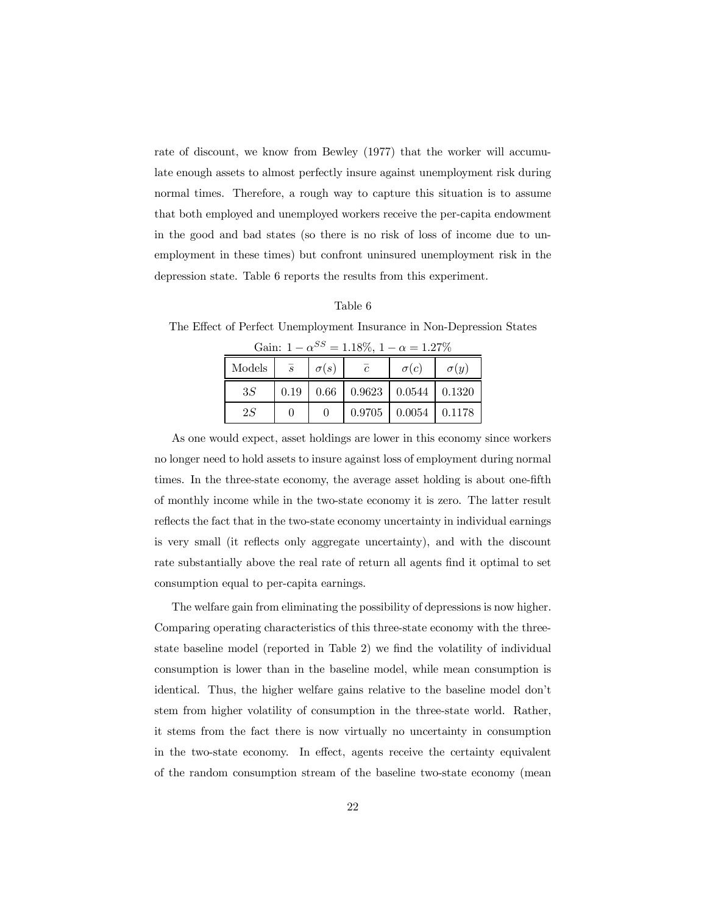rate of discount, we know from Bewley (1977) that the worker will accumulate enough assets to almost perfectly insure against unemployment risk during normal times. Therefore, a rough way to capture this situation is to assume that both employed and unemployed workers receive the per-capita endowment in the good and bad states (so there is no risk of loss of income due to unemployment in these times) but confront uninsured unemployment risk in the depression state. Table 6 reports the results from this experiment.

Table 6

The Effect of Perfect Unemployment Insurance in Non-Depression States

Gain: $1 - \alpha^{SS} = 1.18\%$, $1 - \alpha = 1.27\%$

| Models | $\bar{s}$ | $\sigma(s)$ | $\bar{c}$ | $\sigma(c)$ | $\sigma(y)$ |
|---|---|---|---|---|---|
| $3S$ | 0.19 | 0.66 | 0.9623 | 0.0544 | 0.1320 |
| $2S$ | 0 | 0 | 0.9705 | 0.0054 | 0.1178 |

As one would expect, asset holdings are lower in this economy since workers no longer need to hold assets to insure against loss of employment during normal times. In the three-state economy, the average asset holding is about one-fifth of monthly income while in the two-state economy it is zero. The latter result reflects the fact that in the two-state economy uncertainty in individual earnings is very small (it reflects only aggregate uncertainty), and with the discount rate substantially above the real rate of return all agents find it optimal to set consumption equal to per-capita earnings.

The welfare gain from eliminating the possibility of depressions is now higher. Comparing operating characteristics of this three-state economy with the three-state baseline model (reported in Table 2) we find the volatility of individual consumption is lower than in the baseline model, while mean consumption is identical. Thus, the higher welfare gains relative to the baseline model don't stem from higher volatility of consumption in the three-state world. Rather, it stems from the fact there is now virtually no uncertainty in consumption in the two-state economy. In effect, agents receive the certainty equivalent of the random consumption stream of the baseline two-state economy (mean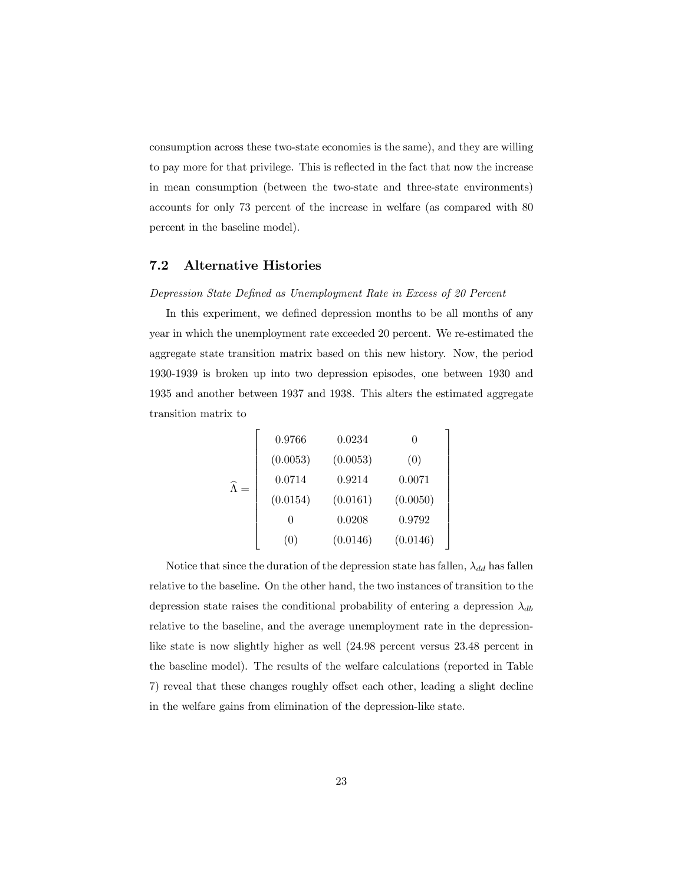consumption across these two-state economies is the same), and they are willing to pay more for that privilege. This is reflected in the fact that now the increase in mean consumption (between the two-state and three-state environments) accounts for only 73 percent of the increase in welfare (as compared with 80 percent in the baseline model).

## 7.2 Alternative Histories

*Depression State Defined as Unemployment Rate in Excess of 20 Percent*

In this experiment, we defined depression months to be all months of any year in which the unemployment rate exceeded 20 percent. We re-estimated the aggregate state transition matrix based on this new history. Now, the period 1930-1939 is broken up into two depression episodes, one between 1930 and 1935 and another between 1937 and 1938. This alters the estimated aggregate transition matrix to

$$\widehat{\Lambda} = \begin{bmatrix} 0.9766 & 0.0234 & 0 \\ (0.0053) & (0.0053) & (0) \\ 0.0714 & 0.9214 & 0.0071 \\ (0.0154) & (0.0161) & (0.0050) \\ 0 & 0.0208 & 0.9792 \\ (0) & (0.0146) & (0.0146) \end{bmatrix}$$

Notice that since the duration of the depression state has fallen, $\lambda_{dd}$ has fallen relative to the baseline. On the other hand, the two instances of transition to the depression state raises the conditional probability of entering a depression $\lambda_{db}$ relative to the baseline, and the average unemployment rate in the depression-like state is now slightly higher as well (24.98 percent versus 23.48 percent in the baseline model). The results of the welfare calculations (reported in Table 7) reveal that these changes roughly offset each other, leading a slight decline in the welfare gains from elimination of the depression-like state.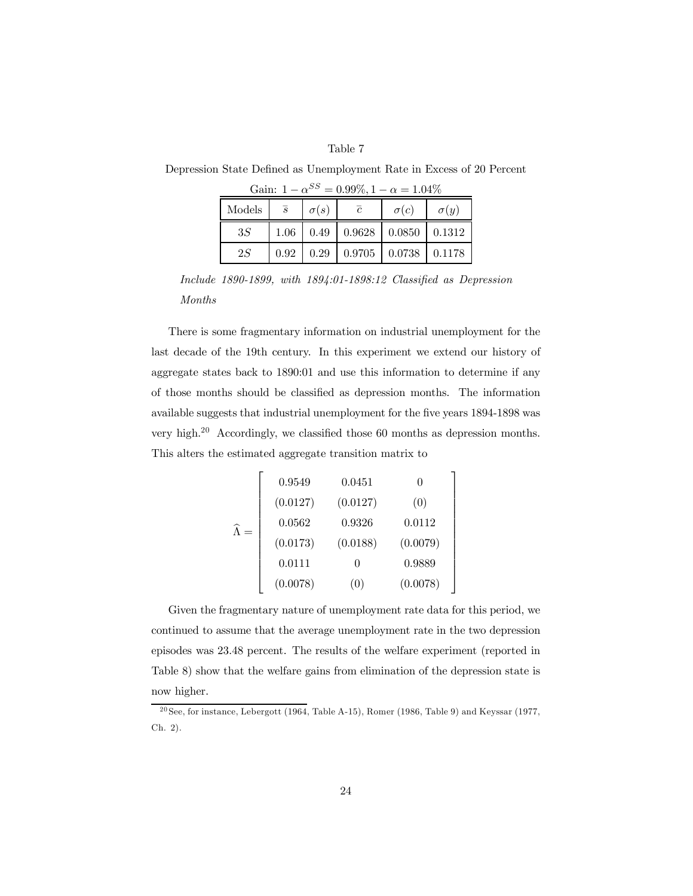Table 7

Depression State Defined as Unemployment Rate in Excess of 20 Percent

Gain: $1-\alpha^{SS} = 0.99\%, 1-\alpha = 1.04\%$

| Models | $\bar{s}$ | $\sigma(s)$ | $\bar{c}$ | $\sigma(c)$ | $\sigma(y)$ |
|---|---|---|---|---|---|
| $3S$ | 1.06 | 0.49 | 0.9628 | 0.0850 | 0.1312 |
| $2S$ | 0.92 | 0.29 | 0.9705 | 0.0738 | 0.1178 |

*Include 1890-1899, with 1894:01-1898:12 Classified as Depression Months*

There is some fragmentary information on industrial unemployment for the last decade of the 19th century. In this experiment we extend our history of aggregate states back to 1890:01 and use this information to determine if any of those months should be classified as depression months. The information available suggests that industrial unemployment for the five years 1894-1898 was very high.[20] Accordingly, we classified those 60 months as depression months. This alters the estimated aggregate transition matrix to

$$\widehat{\Lambda} = \begin{bmatrix} 0.9549 & 0.0451 & 0 \\ (0.0127) & (0.0127) & (0) \\ 0.0562 & 0.9326 & 0.0112 \\ (0.0173) & (0.0188) & (0.0079) \\ 0.0111 & 0 & 0.9889 \\ (0.0078) & (0) & (0.0078) \end{bmatrix}$$

Given the fragmentary nature of unemployment rate data for this period, we continued to assume that the average unemployment rate in the two depression episodes was 23.48 percent. The results of the welfare experiment (reported in Table 8) show that the welfare gains from elimination of the depression state is now higher.

[20] See, for instance, Lebergott (1964, Table A-15), Romer (1986, Table 9) and Keyssar (1977, Ch. 2).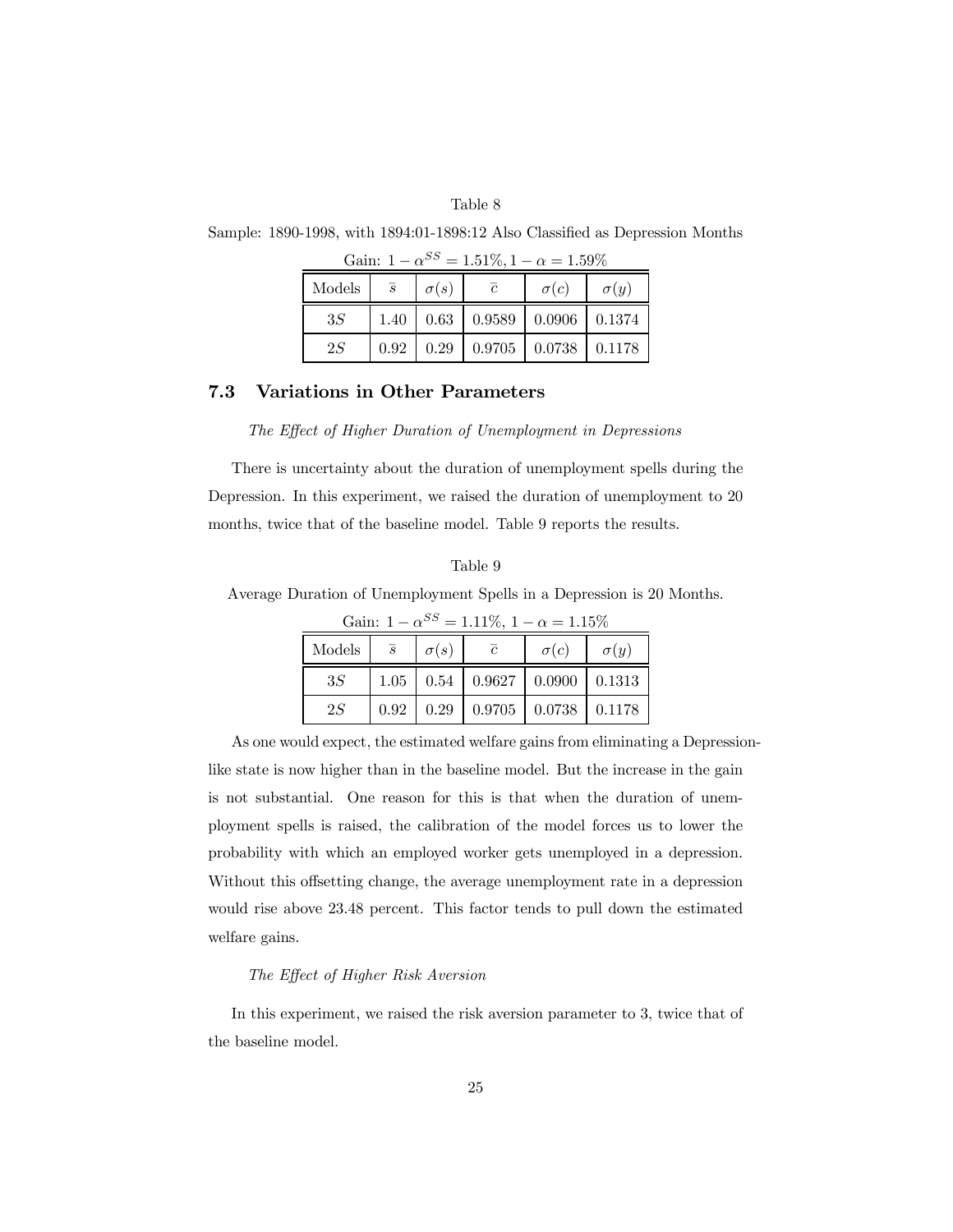Table 8

Sample: 1890-1998, with 1894:01-1898:12 Also Classified as Depression Months

Gain: $1 - \alpha^{SS} = 1.51\%, 1 - \alpha = 1.59\%$

| Models | $\bar{s}$ | $\sigma(s)$ | $\bar{c}$ | $\sigma(c)$ | $\sigma(y)$ |
|---|---|---|---|---|---|
| $3S$ | 1.40 | 0.63 | 0.9589 | 0.0906 | 0.1374 |
| $2S$ | 0.92 | 0.29 | 0.9705 | 0.0738 | 0.1178 |

## 7.3 Variations in Other Parameters

*The Effect of Higher Duration of Unemployment in Depressions*

There is uncertainty about the duration of unemployment spells during the Depression. In this experiment, we raised the duration of unemployment to 20 months, twice that of the baseline model. Table 9 reports the results.

Table 9

Average Duration of Unemployment Spells in a Depression is 20 Months.

Gain: $1 - \alpha^{SS} = 1.11\%, 1 - \alpha = 1.15\%$

| Models | $\bar{s}$ | $\sigma(s)$ | $\bar{c}$ | $\sigma(c)$ | $\sigma(y)$ |
|---|---|---|---|---|---|
| $3S$ | 1.05 | 0.54 | 0.9627 | 0.0900 | 0.1313 |
| $2S$ | 0.92 | 0.29 | 0.9705 | 0.0738 | 0.1178 |

As one would expect, the estimated welfare gains from eliminating a Depression-like state is now higher than in the baseline model. But the increase in the gain is not substantial. One reason for this is that when the duration of unemployment spells is raised, the calibration of the model forces us to lower the probability with which an employed worker gets unemployed in a depression. Without this offsetting change, the average unemployment rate in a depression would rise above 23.48 percent. This factor tends to pull down the estimated welfare gains.

*The Effect of Higher Risk Aversion*

In this experiment, we raised the risk aversion parameter to 3, twice that of the baseline model.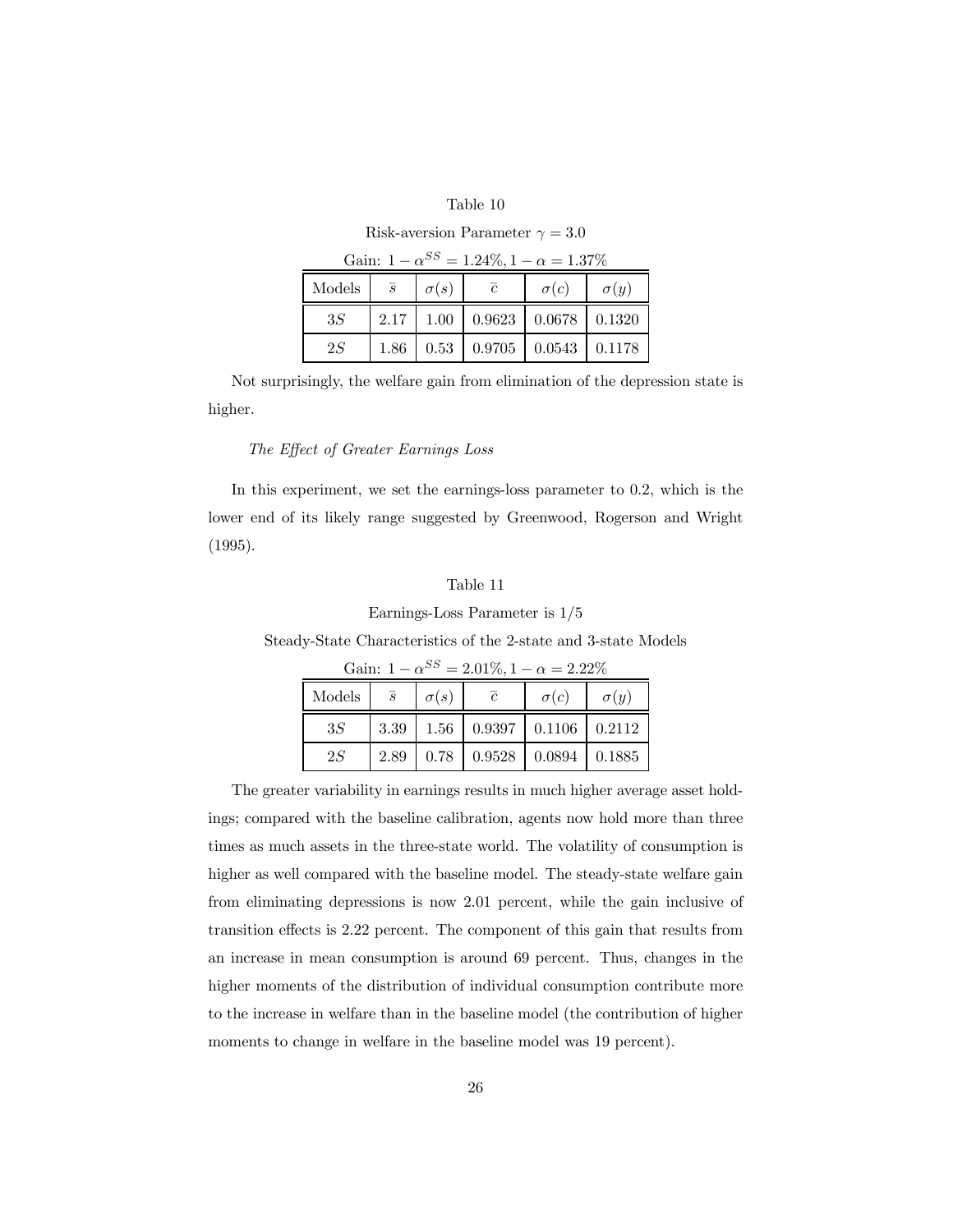Table 10

Risk-aversion Parameter $\gamma = 3.0$

Gain: $1 - \alpha^{SS} = 1.24\%, 1 - \alpha = 1.37\%$

| Models | $\bar{s}$ | $\sigma(s)$ | $\bar{c}$ | $\sigma(c)$ | $\sigma(y)$ |
|---|---|---|---|---|---|
| $3S$ | 2.17 | 1.00 | 0.9623 | 0.0678 | 0.1320 |
| $2S$ | 1.86 | 0.53 | 0.9705 | 0.0543 | 0.1178 |

Not surprisingly, the welfare gain from elimination of the depression state is higher.

*The Effect of Greater Earnings Loss*

In this experiment, we set the earnings-loss parameter to 0.2, which is the lower end of its likely range suggested by Greenwood, Rogerson and Wright (1995).

Table 11

Earnings-Loss Parameter is 1/5

Steady-State Characteristics of the 2-state and 3-state Models

Gain: $1 - \alpha^{SS} = 2.01\%, 1 - \alpha = 2.22\%$

| Models | $\bar{s}$ | $\sigma(s)$ | $\bar{c}$ | $\sigma(c)$ | $\sigma(y)$ |
|---|---|---|---|---|---|
| $3S$ | 3.39 | 1.56 | 0.9397 | 0.1106 | 0.2112 |
| $2S$ | 2.89 | 0.78 | 0.9528 | 0.0894 | 0.1885 |

The greater variability in earnings results in much higher average asset holdings; compared with the baseline calibration, agents now hold more than three times as much assets in the three-state world. The volatility of consumption is higher as well compared with the baseline model. The steady-state welfare gain from eliminating depressions is now 2.01 percent, while the gain inclusive of transition effects is 2.22 percent. The component of this gain that results from an increase in mean consumption is around 69 percent. Thus, changes in the higher moments of the distribution of individual consumption contribute more to the increase in welfare than in the baseline model (the contribution of higher moments to change in welfare in the baseline model was 19 percent).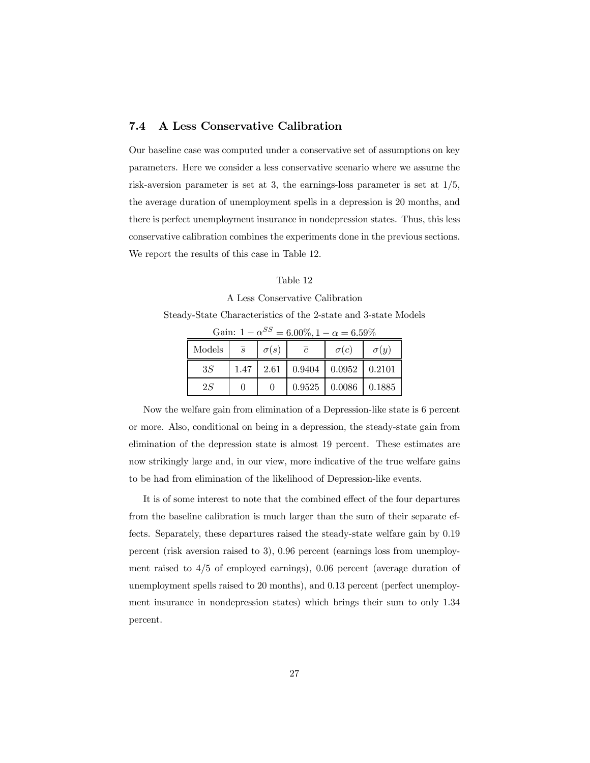### 7.4 A Less Conservative Calibration

Our baseline case was computed under a conservative set of assumptions on key parameters. Here we consider a less conservative scenario where we assume the risk-aversion parameter is set at 3, the earnings-loss parameter is set at 1/5, the average duration of unemployment spells in a depression is 20 months, and there is perfect unemployment insurance in nondepression states. Thus, this less conservative calibration combines the experiments done in the previous sections. We report the results of this case in Table 12.

Table 12

A Less Conservative Calibration

Steady-State Characteristics of the 2-state and 3-state Models

Gain: $1 - \alpha^{SS} = 6.00\%, 1 - \alpha = 6.59\%$

| Models | $\bar{s}$ | $\sigma(s)$ | $\bar{c}$ | $\sigma(c)$ | $\sigma(y)$ |
|---|---|---|---|---|---|
| $3S$ | 1.47 | 2.61 | 0.9404 | 0.0952 | 0.2101 |
| $2S$ | 0 | 0 | 0.9525 | 0.0086 | 0.1885 |

Now the welfare gain from elimination of a Depression-like state is 6 percent or more. Also, conditional on being in a depression, the steady-state gain from elimination of the depression state is almost 19 percent. These estimates are now strikingly large and, in our view, more indicative of the true welfare gains to be had from elimination of the likelihood of Depression-like events.

It is of some interest to note that the combined effect of the four departures from the baseline calibration is much larger than the sum of their separate effects. Separately, these departures raised the steady-state welfare gain by 0.19 percent (risk aversion raised to 3), 0.96 percent (earnings loss from unemployment raised to 4/5 of employed earnings), 0.06 percent (average duration of unemployment spells raised to 20 months), and 0.13 percent (perfect unemployment insurance in nondepression states) which brings their sum to only 1.34 percent.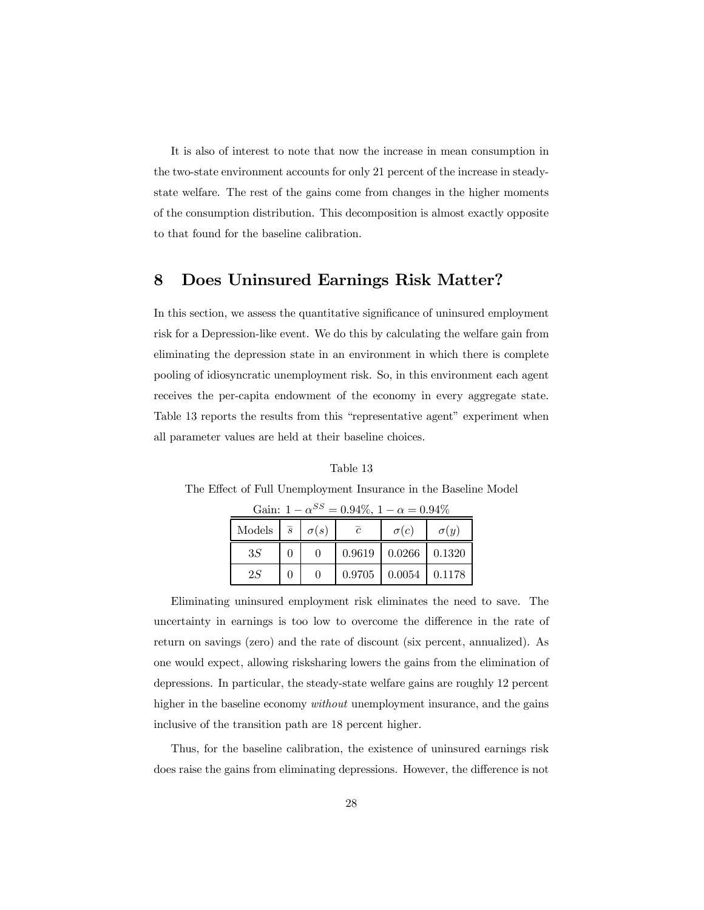It is also of interest to note that now the increase in mean consumption in the two-state environment accounts for only 21 percent of the increase in steady-state welfare. The rest of the gains come from changes in the higher moments of the consumption distribution. This decomposition is almost exactly opposite to that found for the baseline calibration.

# 8 Does Uninsured Earnings Risk Matter?

In this section, we assess the quantitative significance of uninsured employment risk for a Depression-like event. We do this by calculating the welfare gain from eliminating the depression state in an environment in which there is complete pooling of idiosyncratic unemployment risk. So, in this environment each agent receives the per-capita endowment of the economy in every aggregate state. Table 13 reports the results from this "representative agent" experiment when all parameter values are held at their baseline choices.

Table 13

The Effect of Full Unemployment Insurance in the Baseline Model

Gain: $1-\alpha^{SS}=0.94\%$, $1-\alpha=0.94\%$

| Models | $\bar{s}$ | $\sigma(s)$ | $\bar{c}$ | $\sigma(c)$ | $\sigma(y)$ |
|---|---|---|---|---|---|
| $3S$ | 0 | 0 | 0.9619 | 0.0266 | 0.1320 |
| $2S$ | 0 | 0 | 0.9705 | 0.0054 | 0.1178 |

Eliminating uninsured employment risk eliminates the need to save. The uncertainty in earnings is too low to overcome the difference in the rate of return on savings (zero) and the rate of discount (six percent, annualized). As one would expect, allowing risksharing lowers the gains from the elimination of depressions. In particular, the steady-state welfare gains are roughly 12 percent higher in the baseline economy *without* unemployment insurance, and the gains inclusive of the transition path are 18 percent higher.

Thus, for the baseline calibration, the existence of uninsured earnings risk does raise the gains from eliminating depressions. However, the difference is not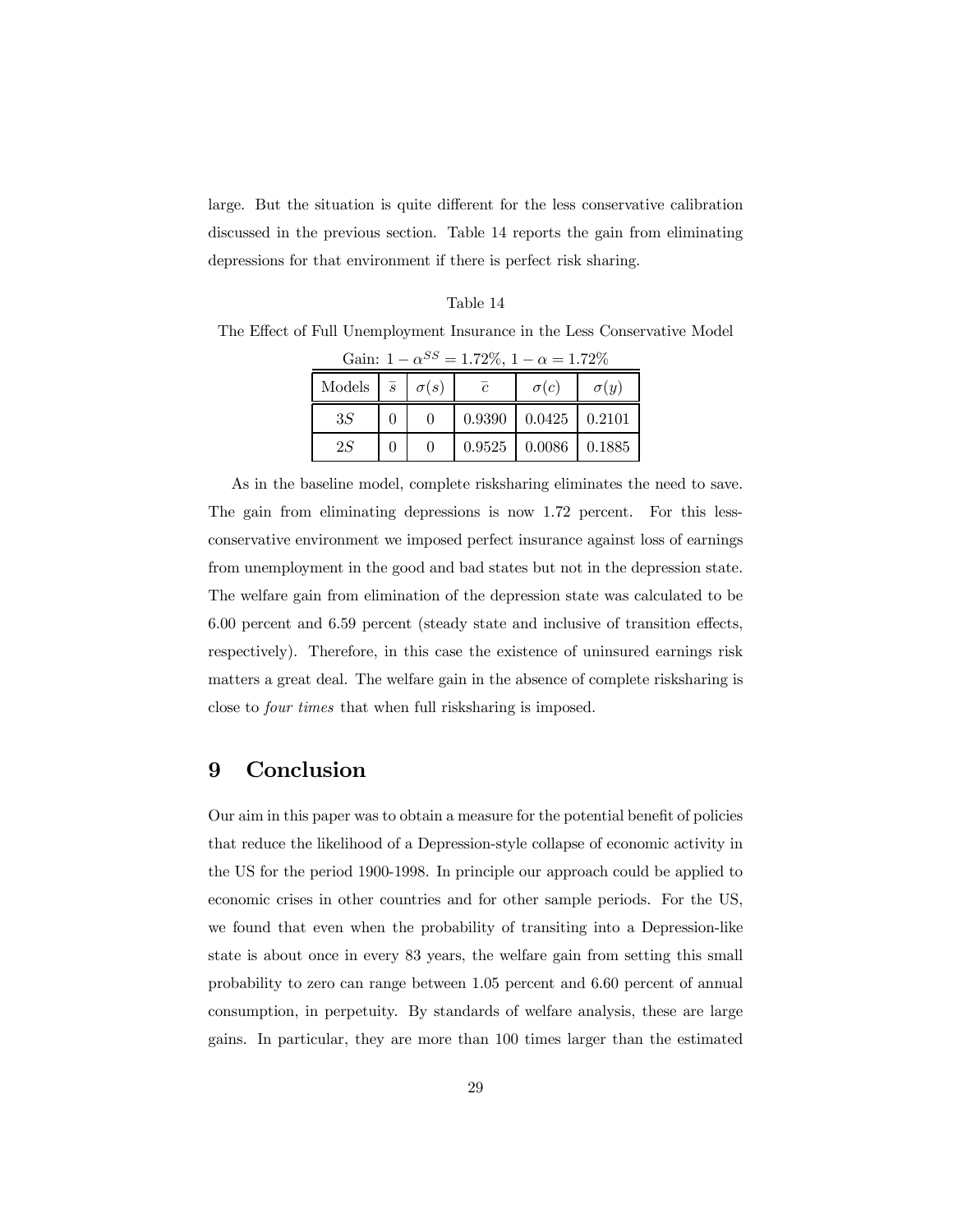large. But the situation is quite different for the less conservative calibration discussed in the previous section. Table 14 reports the gain from eliminating depressions for that environment if there is perfect risk sharing.

Table 14

The Effect of Full Unemployment Insurance in the Less Conservative Model

Gain: $1 - \alpha^{SS} = 1.72\%$, $1 - \alpha = 1.72\%$

| Models | $\bar{s}$ | $\sigma(s)$ | $\bar{c}$ | $\sigma(c)$ | $\sigma(y)$ |
|---|---|---|---|---|---|
| $3S$ | 0 | 0 | 0.9390 | 0.0425 | 0.2101 |
| $2S$ | 0 | 0 | 0.9525 | 0.0086 | 0.1885 |

As in the baseline model, complete risksharing eliminates the need to save. The gain from eliminating depressions is now 1.72 percent. For this less-conservative environment we imposed perfect insurance against loss of earnings from unemployment in the good and bad states but not in the depression state. The welfare gain from elimination of the depression state was calculated to be 6.00 percent and 6.59 percent (steady state and inclusive of transition effects, respectively). Therefore, in this case the existence of uninsured earnings risk matters a great deal. The welfare gain in the absence of complete risksharing is close to *four times* that when full risksharing is imposed.

# 9 Conclusion

Our aim in this paper was to obtain a measure for the potential benefit of policies that reduce the likelihood of a Depression-style collapse of economic activity in the US for the period 1900-1998. In principle our approach could be applied to economic crises in other countries and for other sample periods. For the US, we found that even when the probability of transiting into a Depression-like state is about once in every 83 years, the welfare gain from setting this small probability to zero can range between 1.05 percent and 6.60 percent of annual consumption, in perpetuity. By standards of welfare analysis, these are large gains. In particular, they are more than 100 times larger than the estimated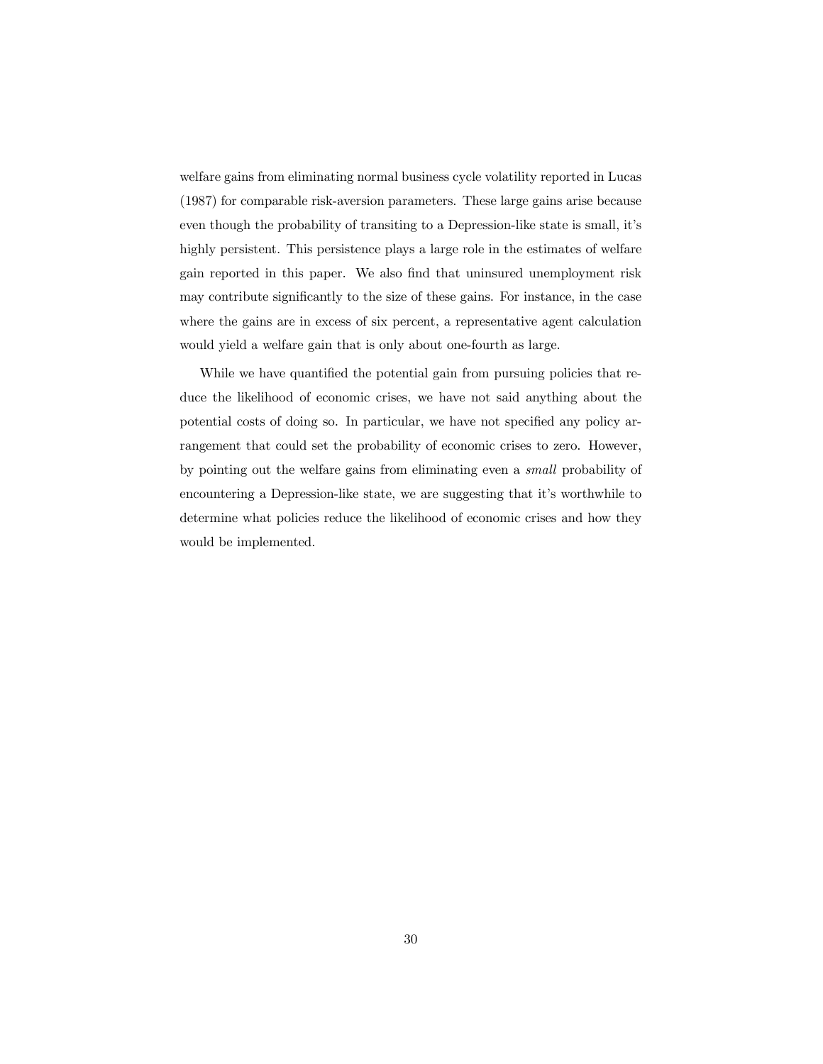welfare gains from eliminating normal business cycle volatility reported in Lucas (1987) for comparable risk-aversion parameters. These large gains arise because even though the probability of transiting to a Depression-like state is small, it's highly persistent. This persistence plays a large role in the estimates of welfare gain reported in this paper. We also find that uninsured unemployment risk may contribute significantly to the size of these gains. For instance, in the case where the gains are in excess of six percent, a representative agent calculation would yield a welfare gain that is only about one-fourth as large.

While we have quantified the potential gain from pursuing policies that reduce the likelihood of economic crises, we have not said anything about the potential costs of doing so. In particular, we have not specified any policy arrangement that could set the probability of economic crises to zero. However, by pointing out the welfare gains from eliminating even a *small* probability of encountering a Depression-like state, we are suggesting that it's worthwhile to determine what policies reduce the likelihood of economic crises and how they would be implemented.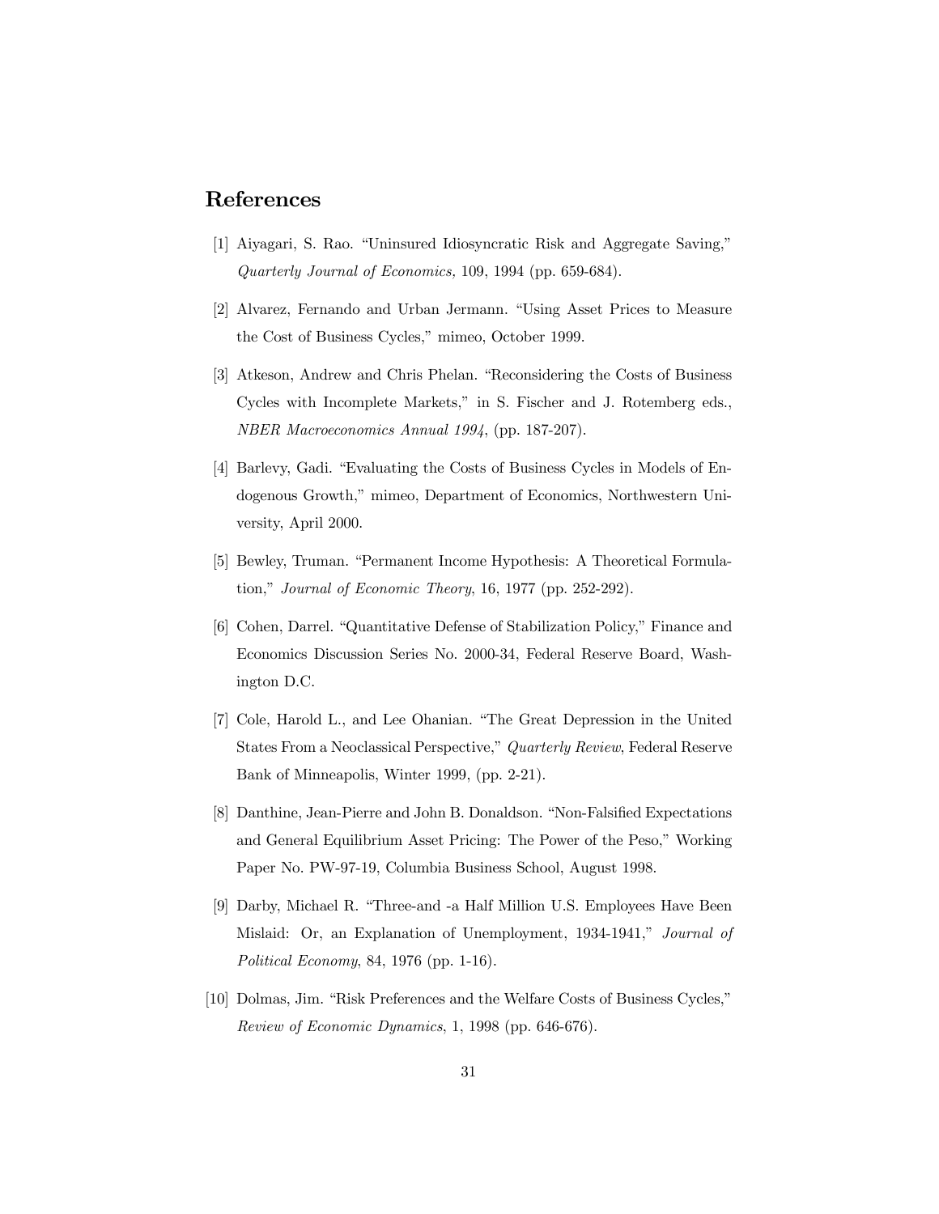## References

[1] Aiyagari, S. Rao. "Uninsured Idiosyncratic Risk and Aggregate Saving," *Quarterly Journal of Economics,* 109, 1994 (pp. 659-684).

[2] Alvarez, Fernando and Urban Jermann. "Using Asset Prices to Measure the Cost of Business Cycles," mimeo, October 1999.

[3] Atkeson, Andrew and Chris Phelan. "Reconsidering the Costs of Business Cycles with Incomplete Markets," in S. Fischer and J. Rotemberg eds., *NBER Macroeconomics Annual 1994*, (pp. 187-207).

[4] Barlevy, Gadi. "Evaluating the Costs of Business Cycles in Models of Endogenous Growth," mimeo, Department of Economics, Northwestern University, April 2000.

[5] Bewley, Truman. "Permanent Income Hypothesis: A Theoretical Formulation," *Journal of Economic Theory*, 16, 1977 (pp. 252-292).

[6] Cohen, Darrel. "Quantitative Defense of Stabilization Policy," Finance and Economics Discussion Series No. 2000-34, Federal Reserve Board, Washington D.C.

[7] Cole, Harold L., and Lee Ohanian. "The Great Depression in the United States From a Neoclassical Perspective," *Quarterly Review*, Federal Reserve Bank of Minneapolis, Winter 1999, (pp. 2-21).

[8] Danthine, Jean-Pierre and John B. Donaldson. "Non-Falsified Expectations and General Equilibrium Asset Pricing: The Power of the Peso," Working Paper No. PW-97-19, Columbia Business School, August 1998.

[9] Darby, Michael R. "Three-and -a Half Million U.S. Employees Have Been Mislaid: Or, an Explanation of Unemployment, 1934-1941," *Journal of Political Economy*, 84, 1976 (pp. 1-16).

[10] Dolmas, Jim. "Risk Preferences and the Welfare Costs of Business Cycles," *Review of Economic Dynamics*, 1, 1998 (pp. 646-676).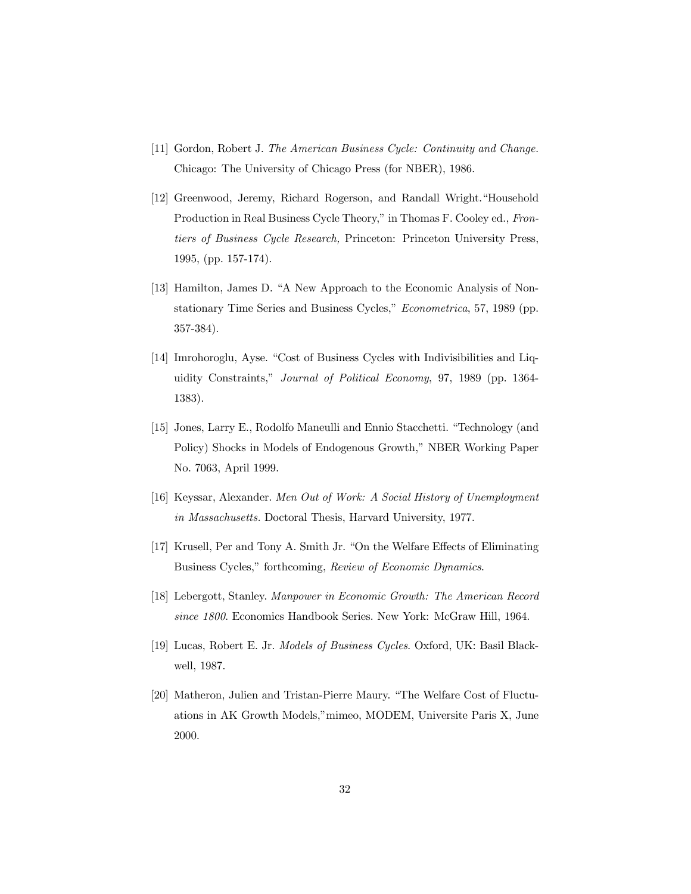[11] Gordon, Robert J. *The American Business Cycle: Continuity and Change.* Chicago: The University of Chicago Press (for NBER), 1986.

[12] Greenwood, Jeremy, Richard Rogerson, and Randall Wright."Household Production in Real Business Cycle Theory," in Thomas F. Cooley ed., *Frontiers of Business Cycle Research,* Princeton: Princeton University Press, 1995, (pp. 157-174).

[13] Hamilton, James D. "A New Approach to the Economic Analysis of Nonstationary Time Series and Business Cycles," *Econometrica*, 57, 1989 (pp. 357-384).

[14] Imrohoroglu, Ayse. "Cost of Business Cycles with Indivisibilities and Liquidity Constraints," *Journal of Political Economy*, 97, 1989 (pp. 1364-1383).

[15] Jones, Larry E., Rodolfo Maneulli and Ennio Stacchetti. "Technology (and Policy) Shocks in Models of Endogenous Growth," NBER Working Paper No. 7063, April 1999.

[16] Keyssar, Alexander. *Men Out of Work: A Social History of Unemployment in Massachusetts.* Doctoral Thesis, Harvard University, 1977.

[17] Krusell, Per and Tony A. Smith Jr. "On the Welfare Effects of Eliminating Business Cycles," forthcoming, *Review of Economic Dynamics*.

[18] Lebergott, Stanley. *Manpower in Economic Growth: The American Record since 1800.* Economics Handbook Series. New York: McGraw Hill, 1964.

[19] Lucas, Robert E. Jr. *Models of Business Cycles.* Oxford, UK: Basil Blackwell, 1987.

[20] Matheron, Julien and Tristan-Pierre Maury. "The Welfare Cost of Fluctuations in AK Growth Models,"mimeo, MODEM, Universite Paris X, June 2000.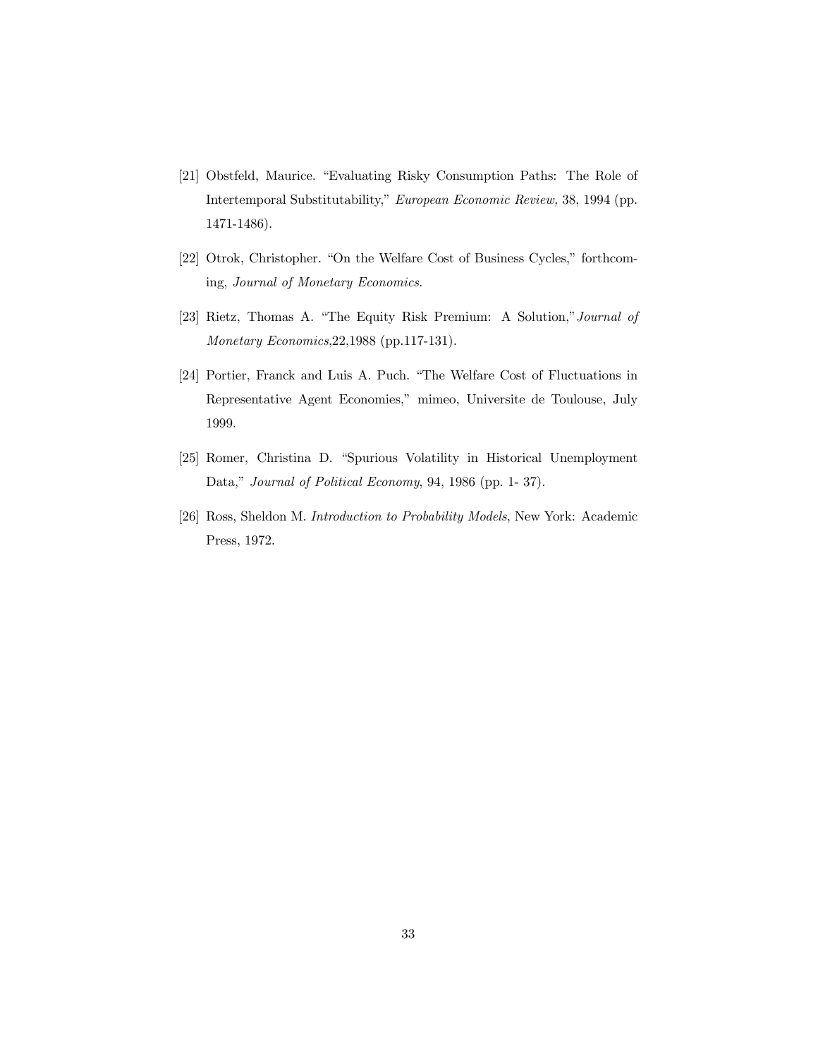[21] Obstfeld, Maurice. "Evaluating Risky Consumption Paths: The Role of Intertemporal Substitutability," *European Economic Review*, 38, 1994 (pp. 1471-1486).

[22] Otrok, Christopher. "On the Welfare Cost of Business Cycles," forthcoming, *Journal of Monetary Economics*.

[23] Rietz, Thomas A. "The Equity Risk Premium: A Solution,"*Journal of Monetary Economics*,22,1988 (pp.117-131).

[24] Portier, Franck and Luis A. Puch. "The Welfare Cost of Fluctuations in Representative Agent Economies," mimeo, Universite de Toulouse, July 1999.

[25] Romer, Christina D. "Spurious Volatility in Historical Unemployment Data," *Journal of Political Economy*, 94, 1986 (pp. 1- 37).

[26] Ross, Sheldon M. *Introduction to Probability Models*, New York: Academic Press, 1972.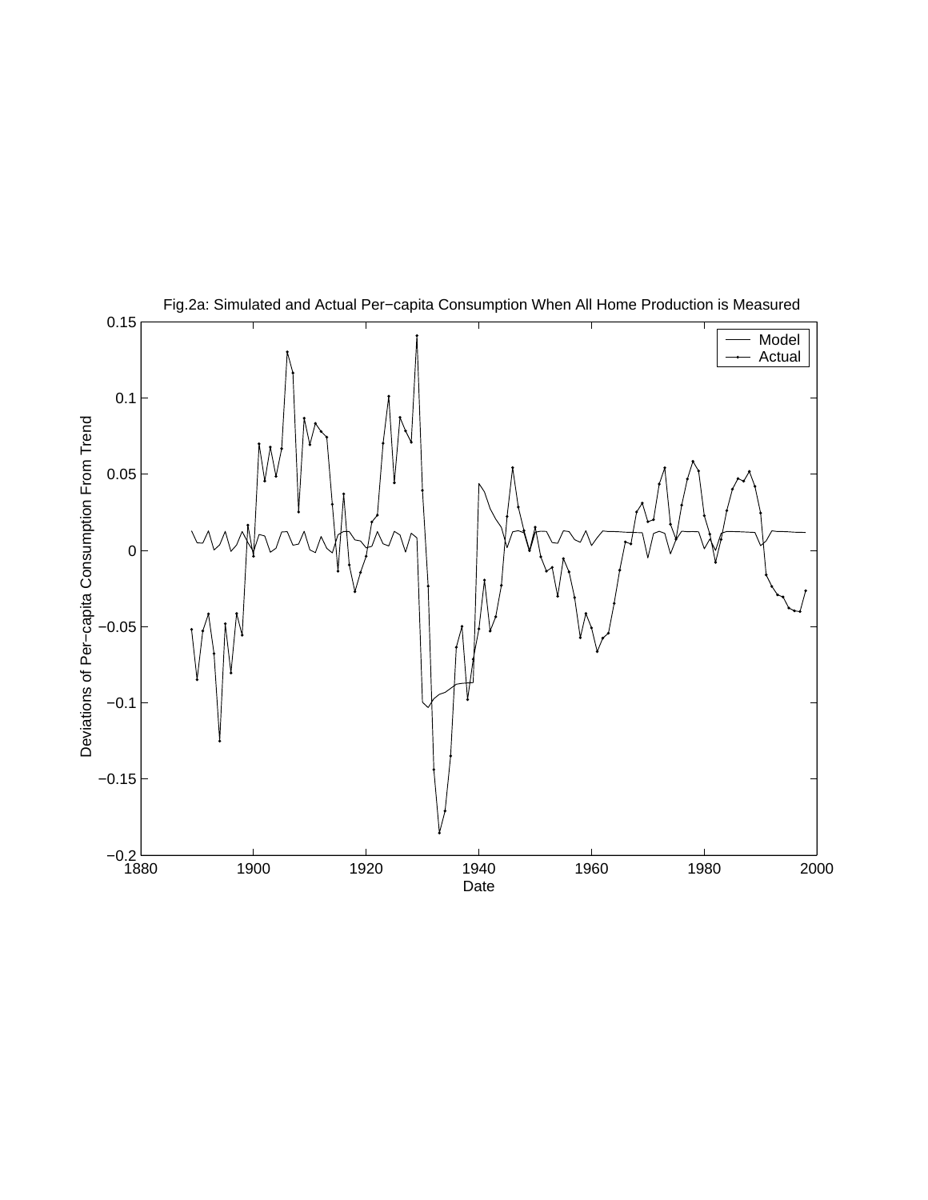Fig.2a: Simulated and Actual Per−capita Consumption When All Home Production is Measured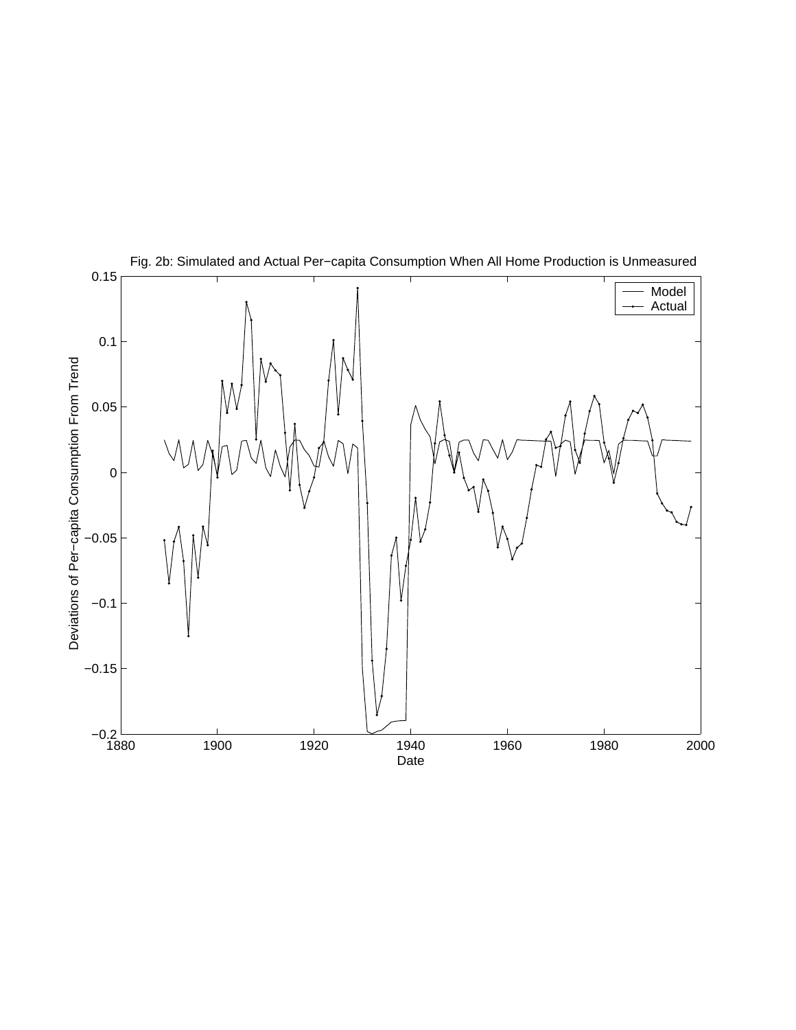Fig. 2b: Simulated and Actual Per−capita Consumption When All Home Production is Unmeasured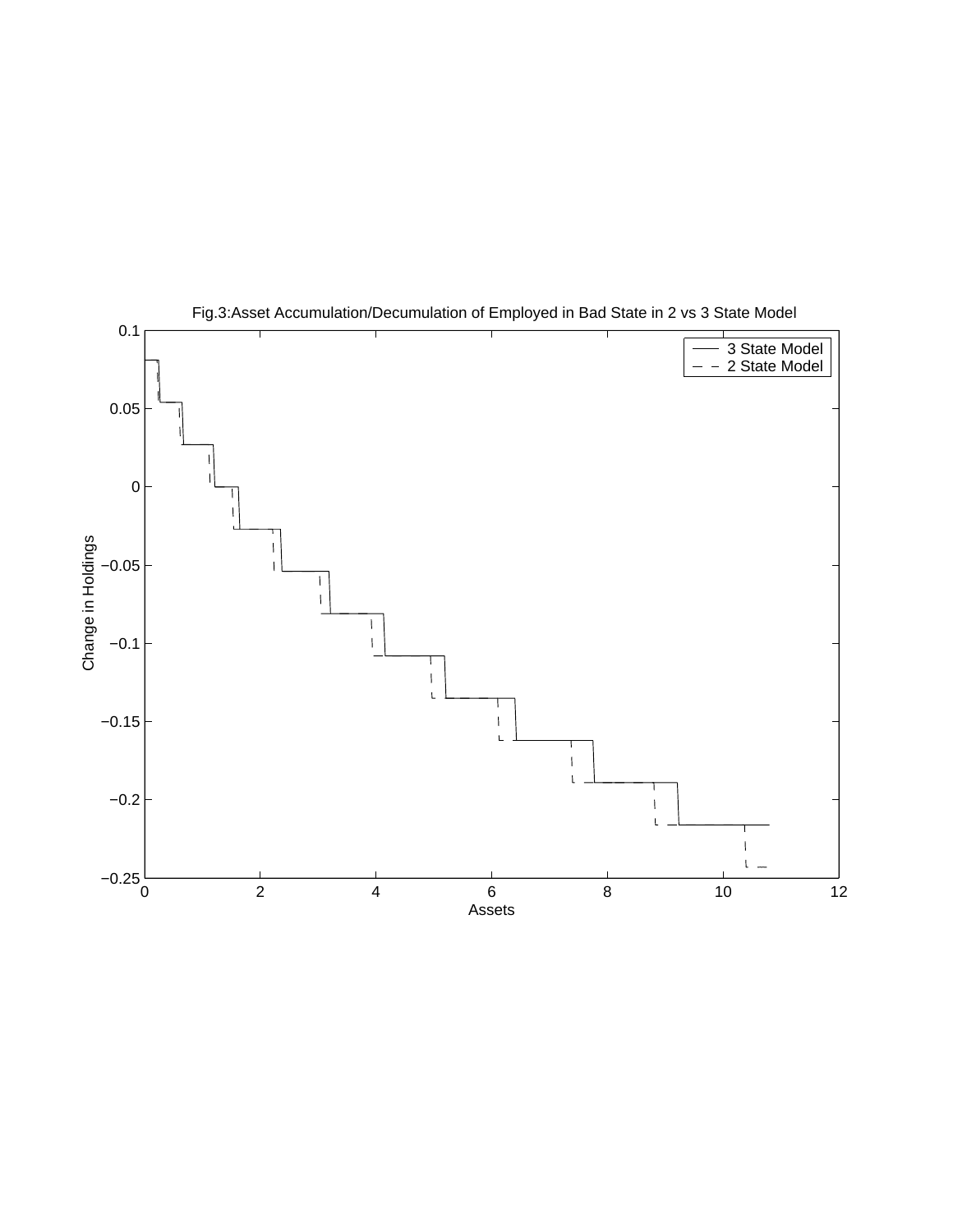Fig.3:Asset Accumulation/Decumulation of Employed in Bad State in 2 vs 3 State Model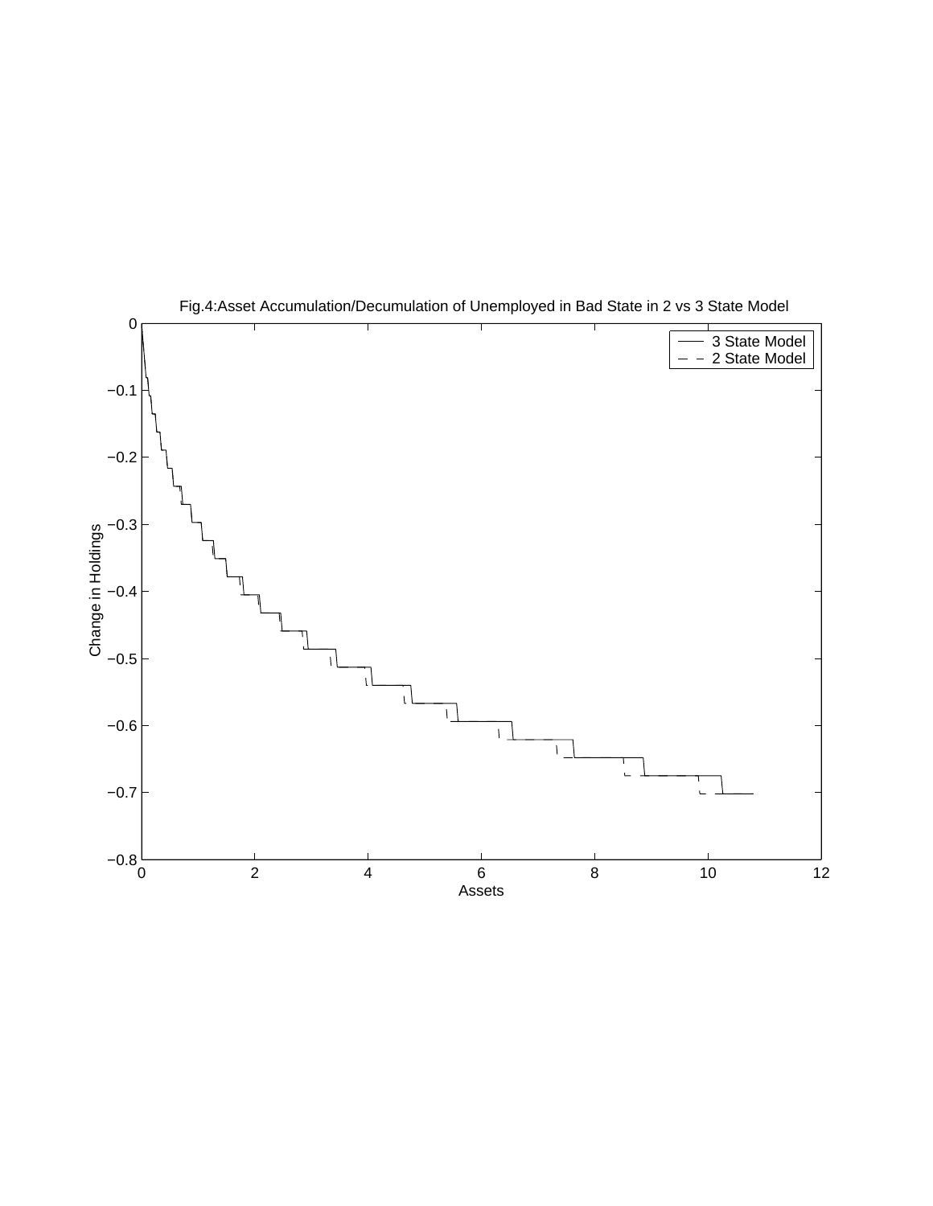Fig.4:Asset Accumulation/Decumulation of Unemployed in Bad State in 2 vs 3 State Model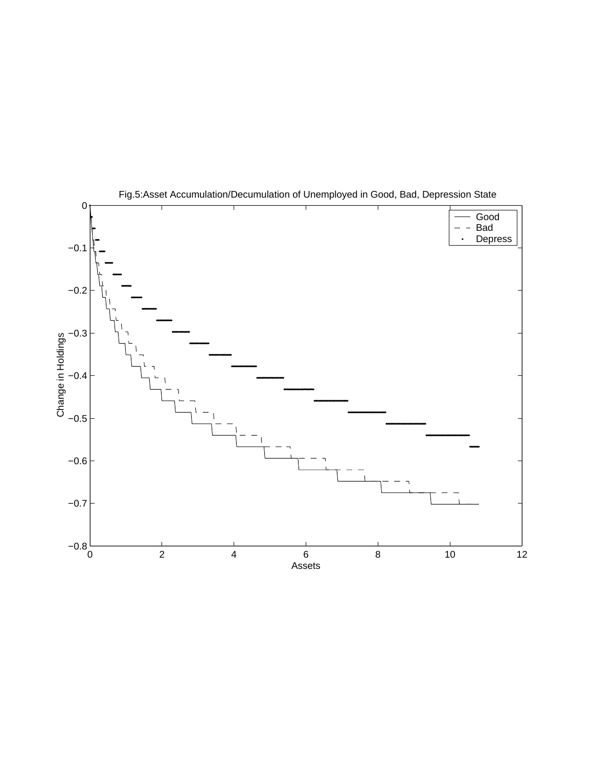Fig.5:Asset Accumulation/Decumulation of Unemployed in Good, Bad, Depression State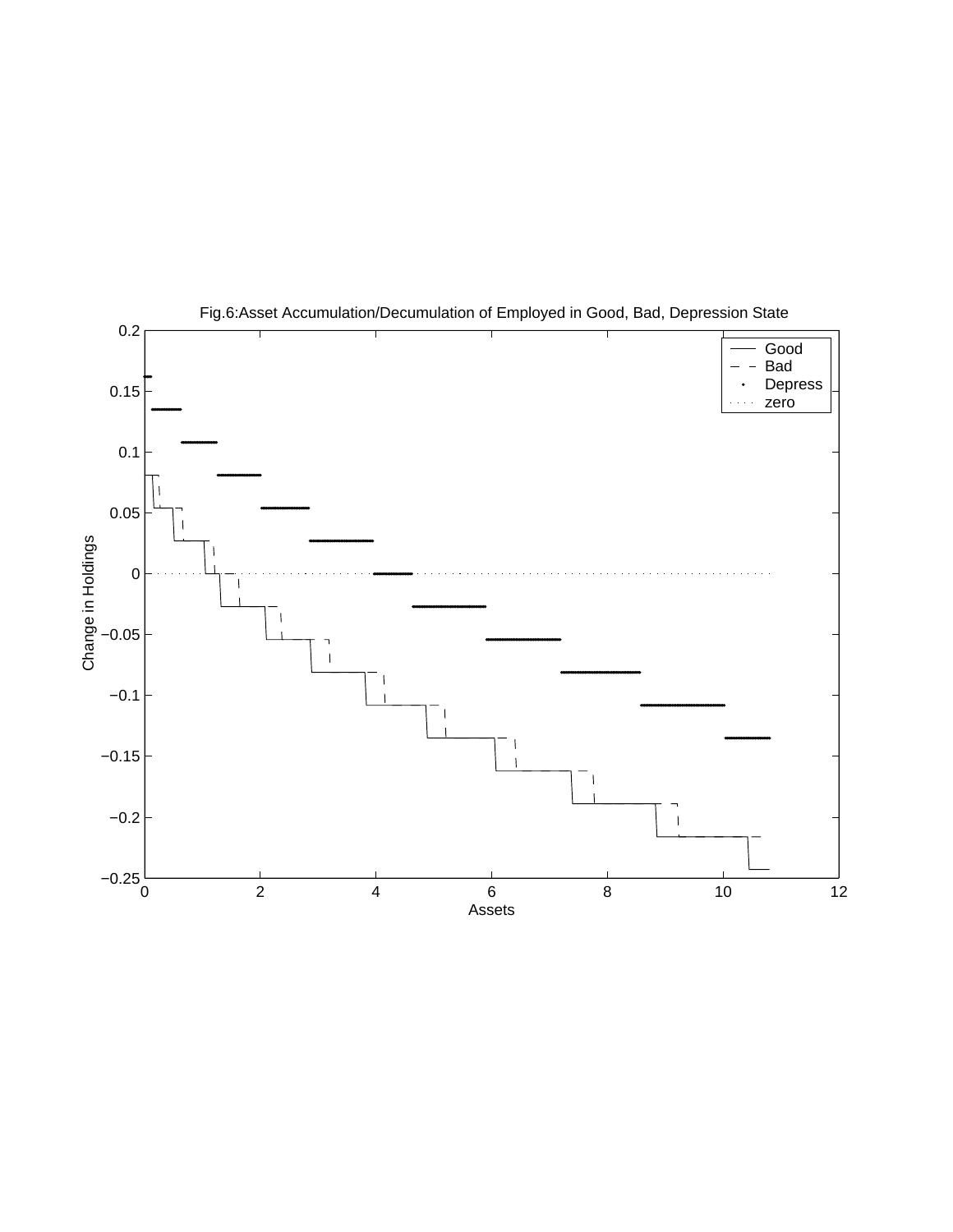Fig.6:Asset Accumulation/Decumulation of Employed in Good, Bad, Depression State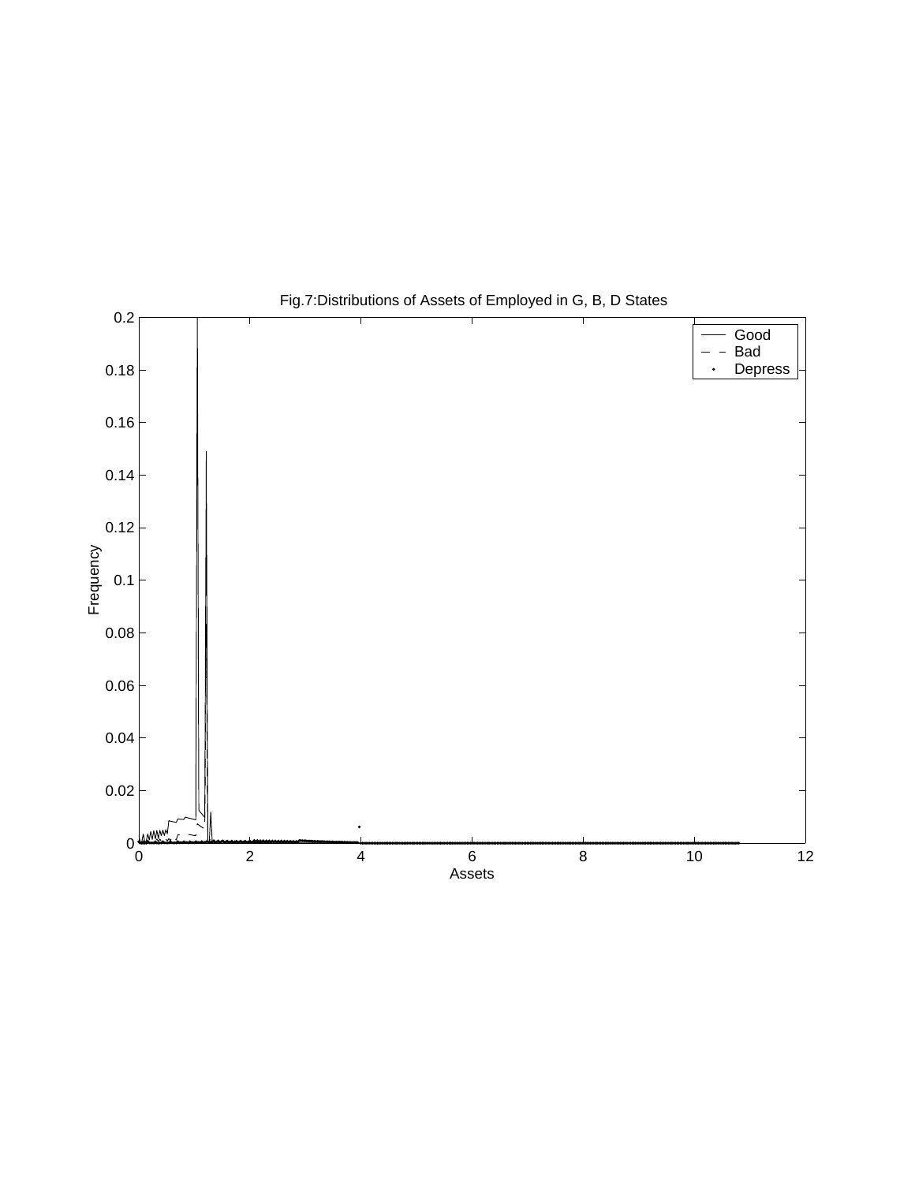Fig.7:Distributions of Assets of Employed in G, B, D States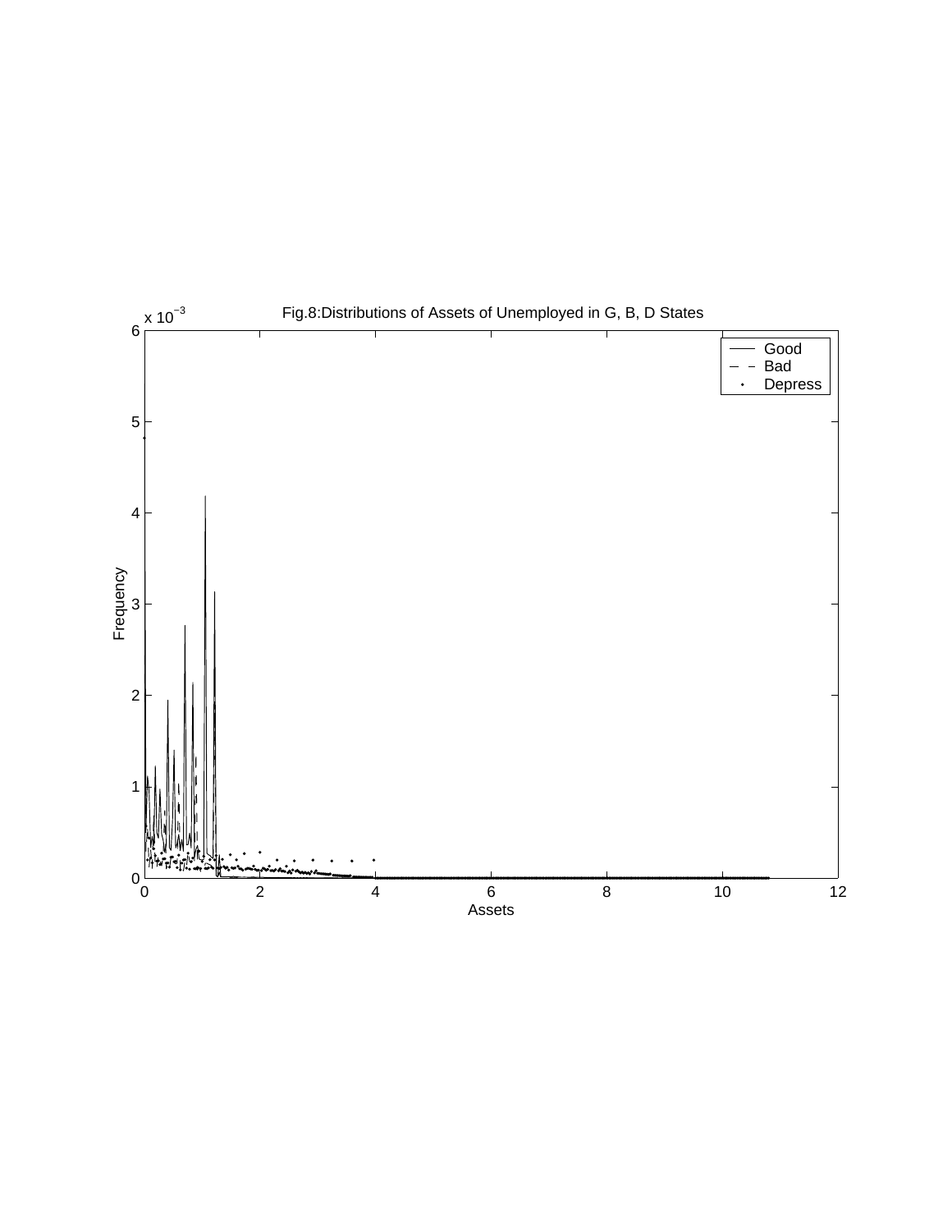Fig.8:Distributions of Assets of Unemployed in G, B, D States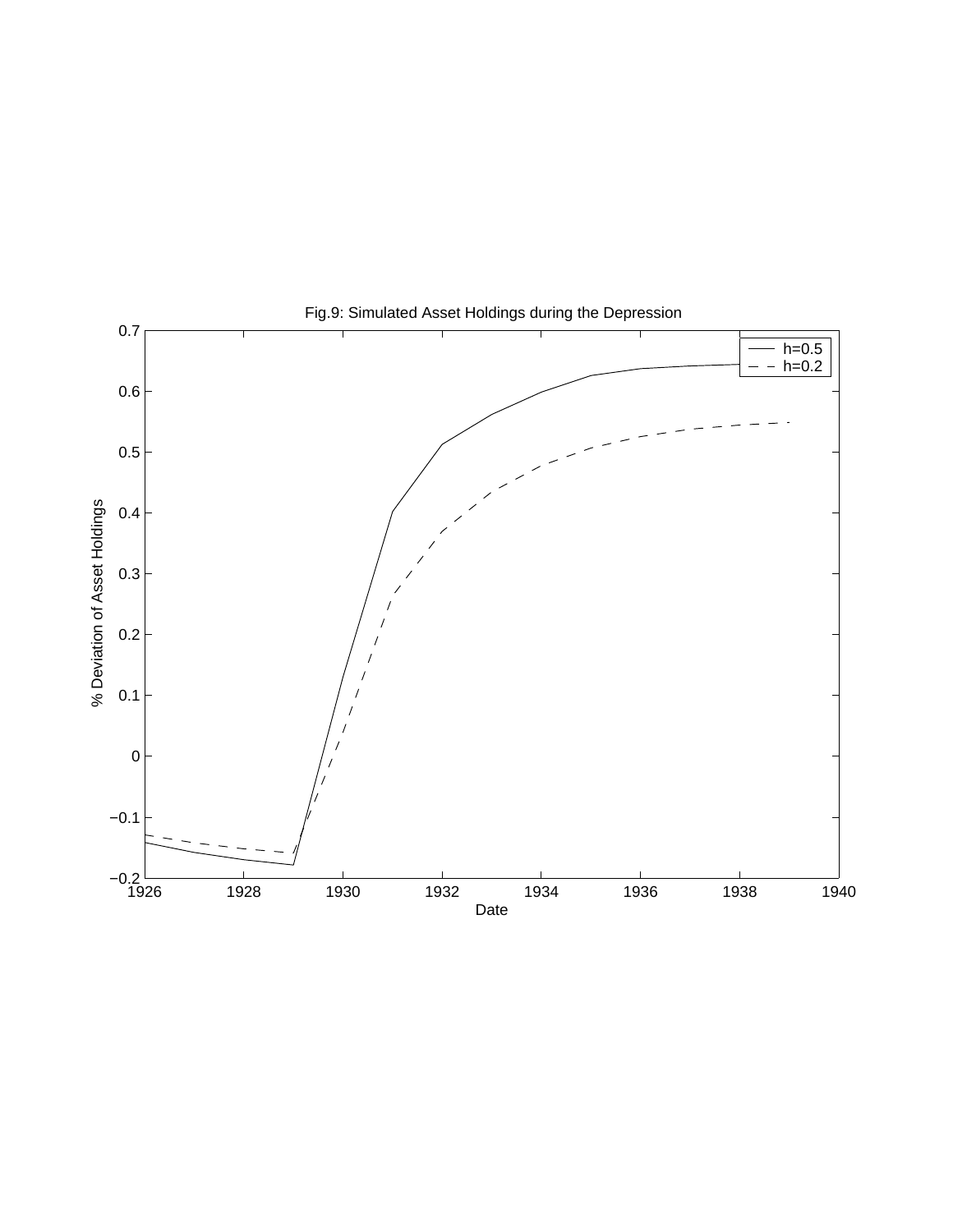Fig.9: Simulated Asset Holdings during the Depression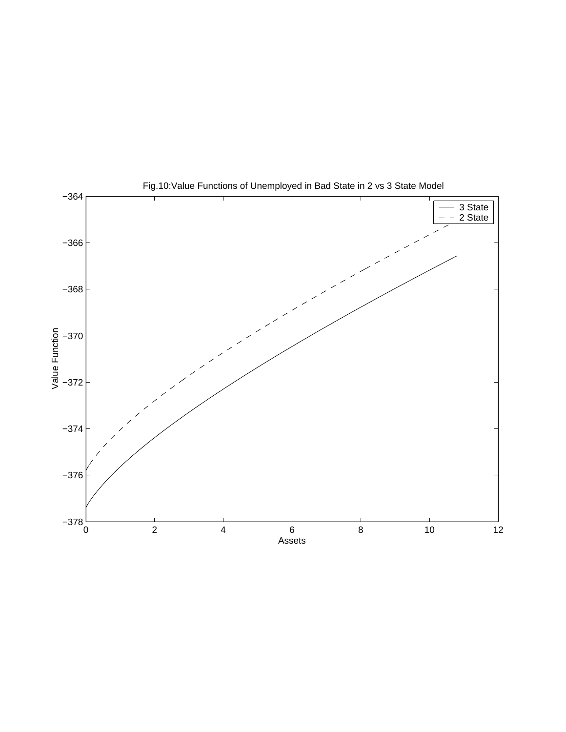Fig.10:Value Functions of Unemployed in Bad State in 2 vs 3 State Model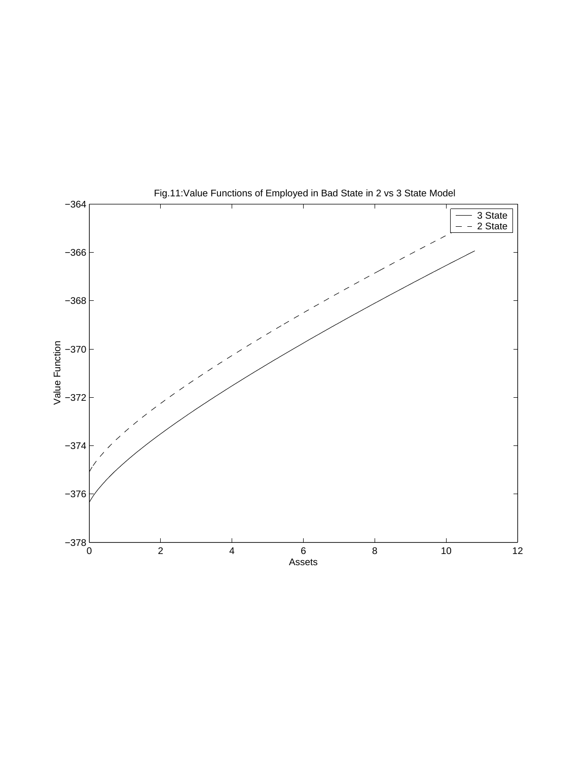Fig.11:Value Functions of Employed in Bad State in 2 vs 3 State Model

−364

−366

−368

−370

−372

−374

−376

−378

Value Function

0 2 4 6 8 10 12

Assets

3 State

2 State